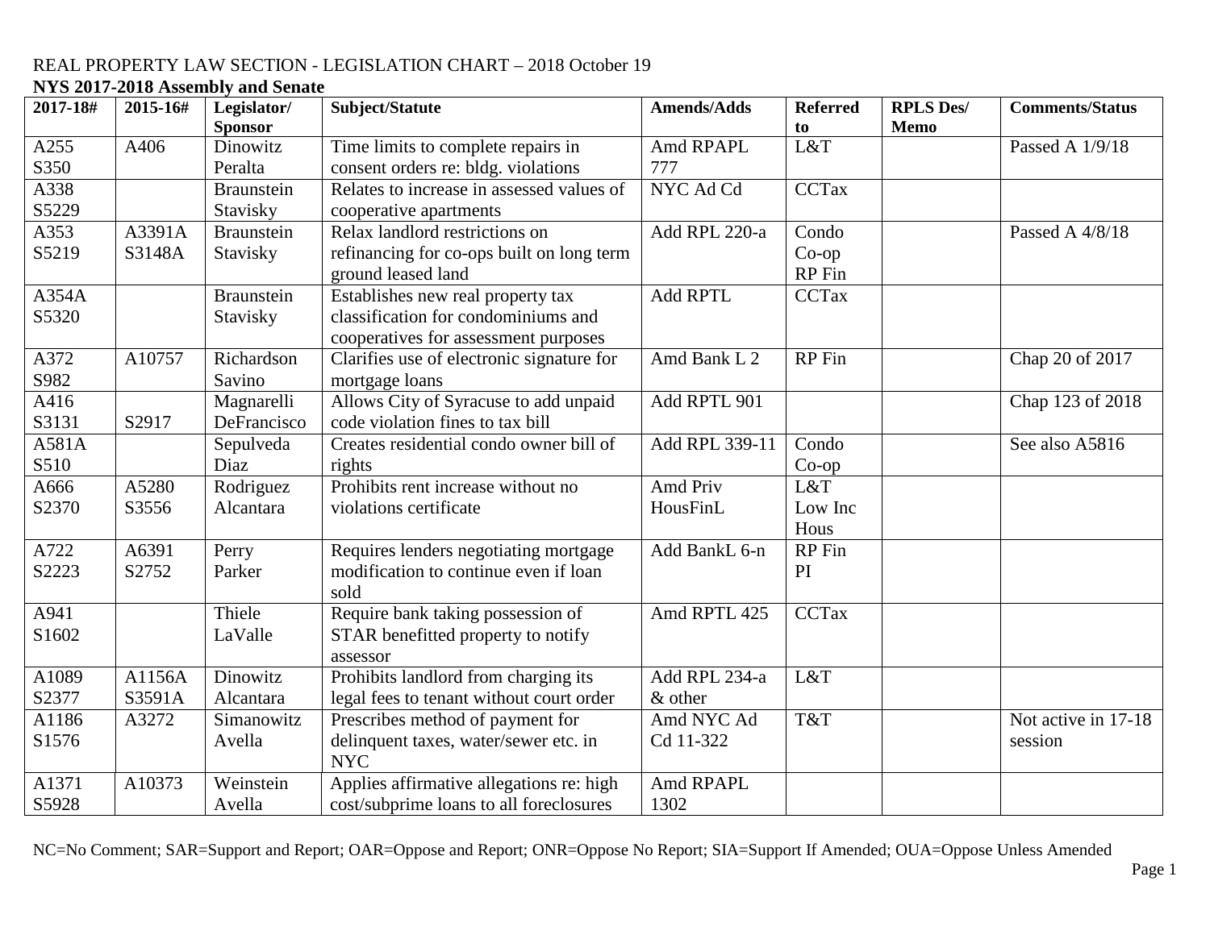REAL PROPERTY LAW SECTION - LEGISLATION CHART – 2018 October 19

**NYS 2017-2018 Assembly and Senate**

| 2017-18# | 2015-16# | Legislator/ Sponsor | Subject/Statute | Amends/Adds | Referred to | RPLS Des/ Memo | Comments/Status |
|---|---|---|---|---|---|---|---|
| A255 S350 | A406 | Dinowitz Peralta | Time limits to complete repairs in consent orders re: bldg. violations | Amd RPAPL 777 | L&T | | Passed A 1/9/18 |
| A338 S5229 | | Braunstein Stavisky | Relates to increase in assessed values of cooperative apartments | NYC Ad Cd | CCTax | | |
| A353 S5219 | A3391A S3148A | Braunstein Stavisky | Relax landlord restrictions on refinancing for co-ops built on long term ground leased land | Add RPL 220-a | Condo Co-op RP Fin | | Passed A 4/8/18 |
| A354A S5320 | | Braunstein Stavisky | Establishes new real property tax classification for condominiums and cooperatives for assessment purposes | Add RPTL | CCTax | | |
| A372 S982 | A10757 | Richardson Savino | Clarifies use of electronic signature for mortgage loans | Amd Bank L 2 | RP Fin | | Chap 20 of 2017 |
| A416 S3131 | S2917 | Magnarelli DeFrancisco | Allows City of Syracuse to add unpaid code violation fines to tax bill | Add RPTL 901 | | | Chap 123 of 2018 |
| A581A S510 | | Sepulveda Diaz | Creates residential condo owner bill of rights | Add RPL 339-11 | Condo Co-op | | See also A5816 |
| A666 S2370 | A5280 S3556 | Rodriguez Alcantara | Prohibits rent increase without no violations certificate | Amd Priv HousFinL | L&T Low Inc Hous | | |
| A722 S2223 | A6391 S2752 | Perry Parker | Requires lenders negotiating mortgage modification to continue even if loan sold | Add BankL 6-n | RP Fin PI | | |
| A941 S1602 | | Thiele LaValle | Require bank taking possession of STAR benefitted property to notify assessor | Amd RPTL 425 | CCTax | | |
| A1089 S2377 | A1156A S3591A | Dinowitz Alcantara | Prohibits landlord from charging its legal fees to tenant without court order | Add RPL 234-a & other | L&T | | |
| A1186 S1576 | A3272 | Simanowitz Avella | Prescribes method of payment for delinquent taxes, water/sewer etc. in NYC | Amd NYC Ad Cd 11-322 | T&T | | Not active in 17-18 session |
| A1371 S5928 | A10373 | Weinstein Avella | Applies affirmative allegations re: high cost/subprime loans to all foreclosures | Amd RPAPL 1302 | | | |

NC=No Comment; SAR=Support and Report; OAR=Oppose and Report; ONR=Oppose No Report; SIA=Support If Amended; OUA=Oppose Unless Amended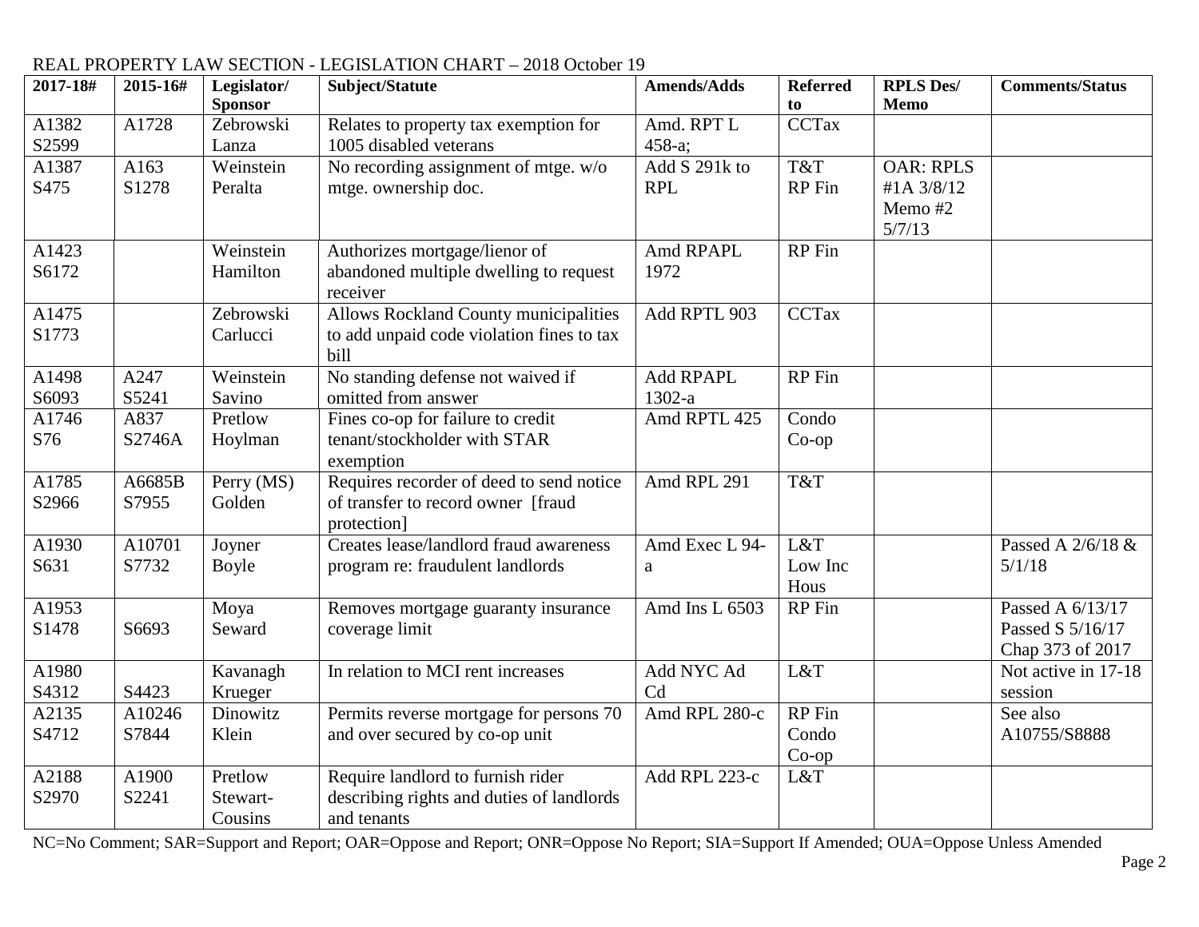REAL PROPERTY LAW SECTION - LEGISLATION CHART – 2018 October 19

| 2017-18# | 2015-16# | Legislator/ Sponsor | Subject/Statute | Amends/Adds | Referred to | RPLS Des/ Memo | Comments/Status |
|---|---|---|---|---|---|---|---|
| A1382 S2599 | A1728 | Zebrowski Lanza | Relates to property tax exemption for 1005 disabled veterans | Amd. RPT L 458-a; | CCTax | | |
| A1387 S475 | A163 S1278 | Weinstein Peralta | No recording assignment of mtge. w/o mtge. ownership doc. | Add S 291k to RPL | T&T RP Fin | OAR: RPLS #1A 3/8/12 Memo #2 5/7/13 | |
| A1423 S6172 | | Weinstein Hamilton | Authorizes mortgage/lienor of abandoned multiple dwelling to request receiver | Amd RPAPL 1972 | RP Fin | | |
| A1475 S1773 | | Zebrowski Carlucci | Allows Rockland County municipalities to add unpaid code violation fines to tax bill | Add RPTL 903 | CCTax | | |
| A1498 S6093 | A247 S5241 | Weinstein Savino | No standing defense not waived if omitted from answer | Add RPAPL 1302-a | RP Fin | | |
| A1746 S76 | A837 S2746A | Pretlow Hoylman | Fines co-op for failure to credit tenant/stockholder with STAR exemption | Amd RPTL 425 | Condo Co-op | | |
| A1785 S2966 | A6685B S7955 | Perry (MS) Golden | Requires recorder of deed to send notice of transfer to record owner [fraud protection] | Amd RPL 291 | T&T | | |
| A1930 S631 | A10701 S7732 | Joyner Boyle | Creates lease/landlord fraud awareness program re: fraudulent landlords | Amd Exec L 94-a | L&T Low Inc Hous | | Passed A 2/6/18 & 5/1/18 |
| A1953 S1478 | S6693 | Moya Seward | Removes mortgage guaranty insurance coverage limit | Amd Ins L 6503 | RP Fin | | Passed A 6/13/17 Passed S 5/16/17 Chap 373 of 2017 |
| A1980 S4312 | S4423 | Kavanagh Krueger | In relation to MCI rent increases | Add NYC Ad Cd | L&T | | Not active in 17-18 session |
| A2135 S4712 | A10246 S7844 | Dinowitz Klein | Permits reverse mortgage for persons 70 and over secured by co-op unit | Amd RPL 280-c | RP Fin Condo Co-op | | See also A10755/S8888 |
| A2188 S2970 | A1900 S2241 | Pretlow Stewart-Cousins | Require landlord to furnish rider describing rights and duties of landlords and tenants | Add RPL 223-c | L&T | | |

NC=No Comment; SAR=Support and Report; OAR=Oppose and Report; ONR=Oppose No Report; SIA=Support If Amended; OUA=Oppose Unless Amended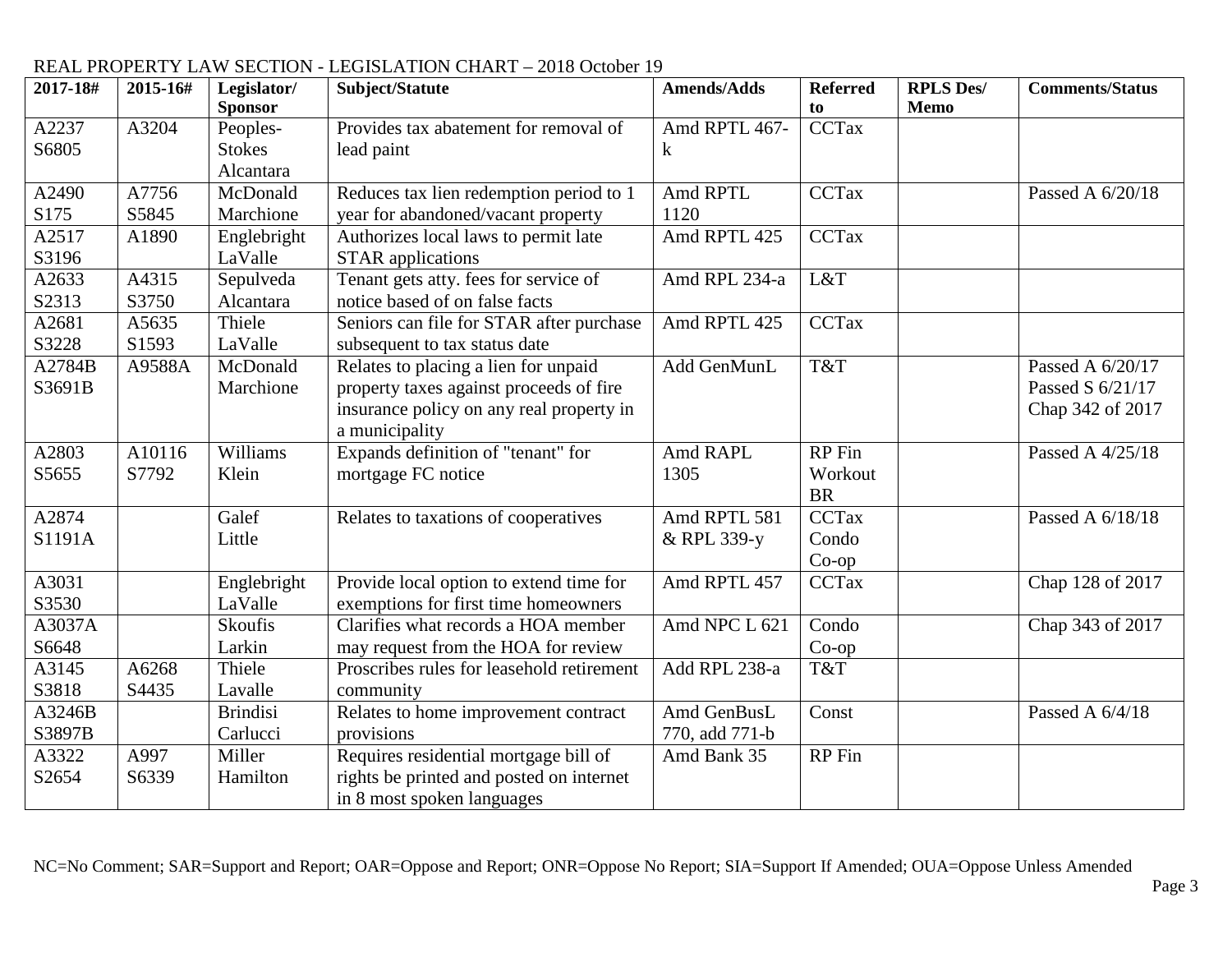REAL PROPERTY LAW SECTION - LEGISLATION CHART – 2018 October 19

| 2017-18# | 2015-16# | Legislator/ Sponsor | Subject/Statute | Amends/Adds | Referred to | RPLS Des/ Memo | Comments/Status |
|---|---|---|---|---|---|---|---|
| A2237 S6805 | A3204 | Peoples-Stokes Alcantara | Provides tax abatement for removal of lead paint | Amd RPTL 467-k | CCTax | | |
| A2490 S175 | A7756 S5845 | McDonald Marchione | Reduces tax lien redemption period to 1 year for abandoned/vacant property | Amd RPTL 1120 | CCTax | | Passed A 6/20/18 |
| A2517 S3196 | A1890 | Englebright LaValle | Authorizes local laws to permit late STAR applications | Amd RPTL 425 | CCTax | | |
| A2633 S2313 | A4315 S3750 | Sepulveda Alcantara | Tenant gets atty. fees for service of notice based of on false facts | Amd RPL 234-a | L&T | | |
| A2681 S3228 | A5635 S1593 | Thiele LaValle | Seniors can file for STAR after purchase subsequent to tax status date | Amd RPTL 425 | CCTax | | |
| A2784B S3691B | A9588A | McDonald Marchione | Relates to placing a lien for unpaid property taxes against proceeds of fire insurance policy on any real property in a municipality | Add GenMunL | T&T | | Passed A 6/20/17 Passed S 6/21/17 Chap 342 of 2017 |
| A2803 S5655 | A10116 S7792 | Williams Klein | Expands definition of "tenant" for mortgage FC notice | Amd RAPL 1305 | RP Fin Workout BR | | Passed A 4/25/18 |
| A2874 S1191A | | Galef Little | Relates to taxations of cooperatives | Amd RPTL 581 & RPL 339-y | CCTax Condo Co-op | | Passed A 6/18/18 |
| A3031 S3530 | | Englebright LaValle | Provide local option to extend time for exemptions for first time homeowners | Amd RPTL 457 | CCTax | | Chap 128 of 2017 |
| A3037A S6648 | | Skoufis Larkin | Clarifies what records a HOA member may request from the HOA for review | Amd NPC L 621 | Condo Co-op | | Chap 343 of 2017 |
| A3145 S3818 | A6268 S4435 | Thiele Lavalle | Proscribes rules for leasehold retirement community | Add RPL 238-a | T&T | | |
| A3246B S3897B | | Brindisi Carlucci | Relates to home improvement contract provisions | Amd GenBusL 770, add 771-b | Const | | Passed A 6/4/18 |
| A3322 S2654 | A997 S6339 | Miller Hamilton | Requires residential mortgage bill of rights be printed and posted on internet in 8 most spoken languages | Amd Bank 35 | RP Fin | | |

NC=No Comment; SAR=Support and Report; OAR=Oppose and Report; ONR=Oppose No Report; SIA=Support If Amended; OUA=Oppose Unless Amended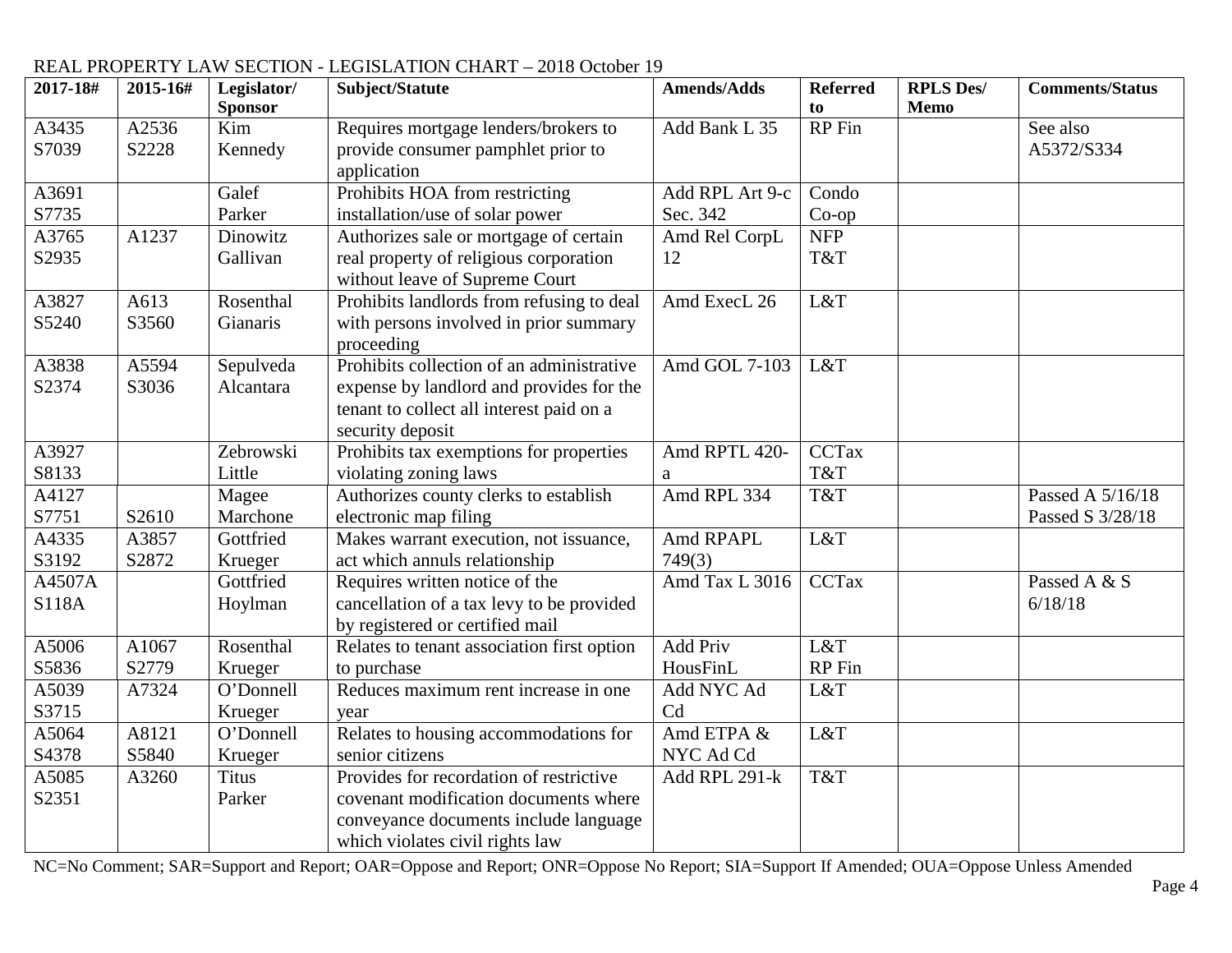REAL PROPERTY LAW SECTION - LEGISLATION CHART – 2018 October 19

| 2017-18# | 2015-16# | Legislator/ Sponsor | Subject/Statute | Amends/Adds | Referred to | RPLS Des/ Memo | Comments/Status |
|---|---|---|---|---|---|---|---|
| A3435 S7039 | A2536 S2228 | Kim Kennedy | Requires mortgage lenders/brokers to provide consumer pamphlet prior to application | Add Bank L 35 | RP Fin | | See also A5372/S334 |
| A3691 S7735 | | Galef Parker | Prohibits HOA from restricting installation/use of solar power | Add RPL Art 9-c Sec. 342 | Condo Co-op | | |
| A3765 S2935 | A1237 | Dinowitz Gallivan | Authorizes sale or mortgage of certain real property of religious corporation without leave of Supreme Court | Amd Rel CorpL 12 | NFP T&T | | |
| A3827 S5240 | A613 S3560 | Rosenthal Gianaris | Prohibits landlords from refusing to deal with persons involved in prior summary proceeding | Amd ExecL 26 | L&T | | |
| A3838 S2374 | A5594 S3036 | Sepulveda Alcantara | Prohibits collection of an administrative expense by landlord and provides for the tenant to collect all interest paid on a security deposit | Amd GOL 7-103 | L&T | | |
| A3927 S8133 | | Zebrowski Little | Prohibits tax exemptions for properties violating zoning laws | Amd RPTL 420-a | CCTax T&T | | |
| A4127 S7751 | S2610 | Magee Marchone | Authorizes county clerks to establish electronic map filing | Amd RPL 334 | T&T | | Passed A 5/16/18 Passed S 3/28/18 |
| A4335 S3192 | A3857 S2872 | Gottfried Krueger | Makes warrant execution, not issuance, act which annuls relationship | Amd RPAPL 749(3) | L&T | | |
| A4507A S118A | | Gottfried Hoylman | Requires written notice of the cancellation of a tax levy to be provided by registered or certified mail | Amd Tax L 3016 | CCTax | | Passed A & S 6/18/18 |
| A5006 S5836 | A1067 S2779 | Rosenthal Krueger | Relates to tenant association first option to purchase | Add Priv HousFinL | L&T RP Fin | | |
| A5039 S3715 | A7324 | O'Donnell Krueger | Reduces maximum rent increase in one year | Add NYC Ad Cd | L&T | | |
| A5064 S4378 | A8121 S5840 | O'Donnell Krueger | Relates to housing accommodations for senior citizens | Amd ETPA & NYC Ad Cd | L&T | | |
| A5085 S2351 | A3260 | Titus Parker | Provides for recordation of restrictive covenant modification documents where conveyance documents include language which violates civil rights law | Add RPL 291-k | T&T | | |

NC=No Comment; SAR=Support and Report; OAR=Oppose and Report; ONR=Oppose No Report; SIA=Support If Amended; OUA=Oppose Unless Amended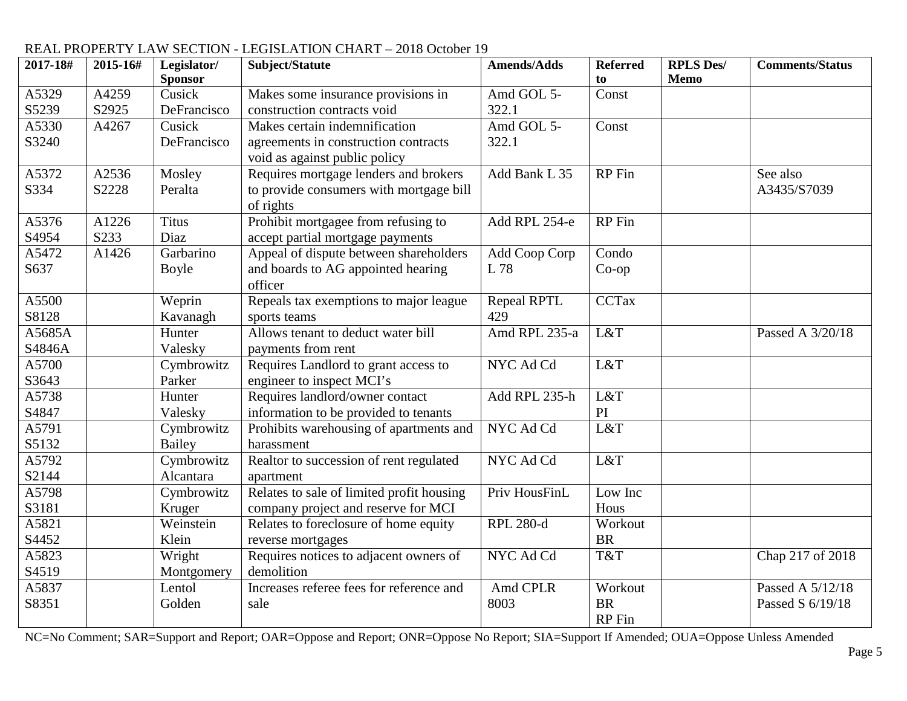REAL PROPERTY LAW SECTION - LEGISLATION CHART – 2018 October 19

| 2017-18# | 2015-16# | Legislator/ Sponsor | Subject/Statute | Amends/Adds | Referred to | RPLS Des/ Memo | Comments/Status |
|---|---|---|---|---|---|---|---|
| A5329 S5239 | A4259 S2925 | Cusick DeFrancisco | Makes some insurance provisions in construction contracts void | Amd GOL 5-322.1 | Const | | |
| A5330 S3240 | A4267 | Cusick DeFrancisco | Makes certain indemnification agreements in construction contracts void as against public policy | Amd GOL 5-322.1 | Const | | |
| A5372 S334 | A2536 S2228 | Mosley Peralta | Requires mortgage lenders and brokers to provide consumers with mortgage bill of rights | Add Bank L 35 | RP Fin | | See also A3435/S7039 |
| A5376 S4954 | A1226 S233 | Titus Diaz | Prohibit mortgagee from refusing to accept partial mortgage payments | Add RPL 254-e | RP Fin | | |
| A5472 S637 | A1426 | Garbarino Boyle | Appeal of dispute between shareholders and boards to AG appointed hearing officer | Add Coop Corp L 78 | Condo Co-op | | |
| A5500 S8128 | | Weprin Kavanagh | Repeals tax exemptions to major league sports teams | Repeal RPTL 429 | CCTax | | |
| A5685A S4846A | | Hunter Valesky | Allows tenant to deduct water bill payments from rent | Amd RPL 235-a | L&T | | Passed A 3/20/18 |
| A5700 S3643 | | Cymbrowitz Parker | Requires Landlord to grant access to engineer to inspect MCI's | NYC Ad Cd | L&T | | |
| A5738 S4847 | | Hunter Valesky | Requires landlord/owner contact information to be provided to tenants | Add RPL 235-h | L&T PI | | |
| A5791 S5132 | | Cymbrowitz Bailey | Prohibits warehousing of apartments and harassment | NYC Ad Cd | L&T | | |
| A5792 S2144 | | Cymbrowitz Alcantara | Realtor to succession of rent regulated apartment | NYC Ad Cd | L&T | | |
| A5798 S3181 | | Cymbrowitz Kruger | Relates to sale of limited profit housing company project and reserve for MCI | Priv HousFinL | Low Inc Hous | | |
| A5821 S4452 | | Weinstein Klein | Relates to foreclosure of home equity reverse mortgages | RPL 280-d | Workout BR | | |
| A5823 S4519 | | Wright Montgomery | Requires notices to adjacent owners of demolition | NYC Ad Cd | T&T | | Chap 217 of 2018 |
| A5837 S8351 | | Lentol Golden | Increases referee fees for reference and sale | Amd CPLR 8003 | Workout BR RP Fin | | Passed A 5/12/18 Passed S 6/19/18 |

NC=No Comment; SAR=Support and Report; OAR=Oppose and Report; ONR=Oppose No Report; SIA=Support If Amended; OUA=Oppose Unless Amended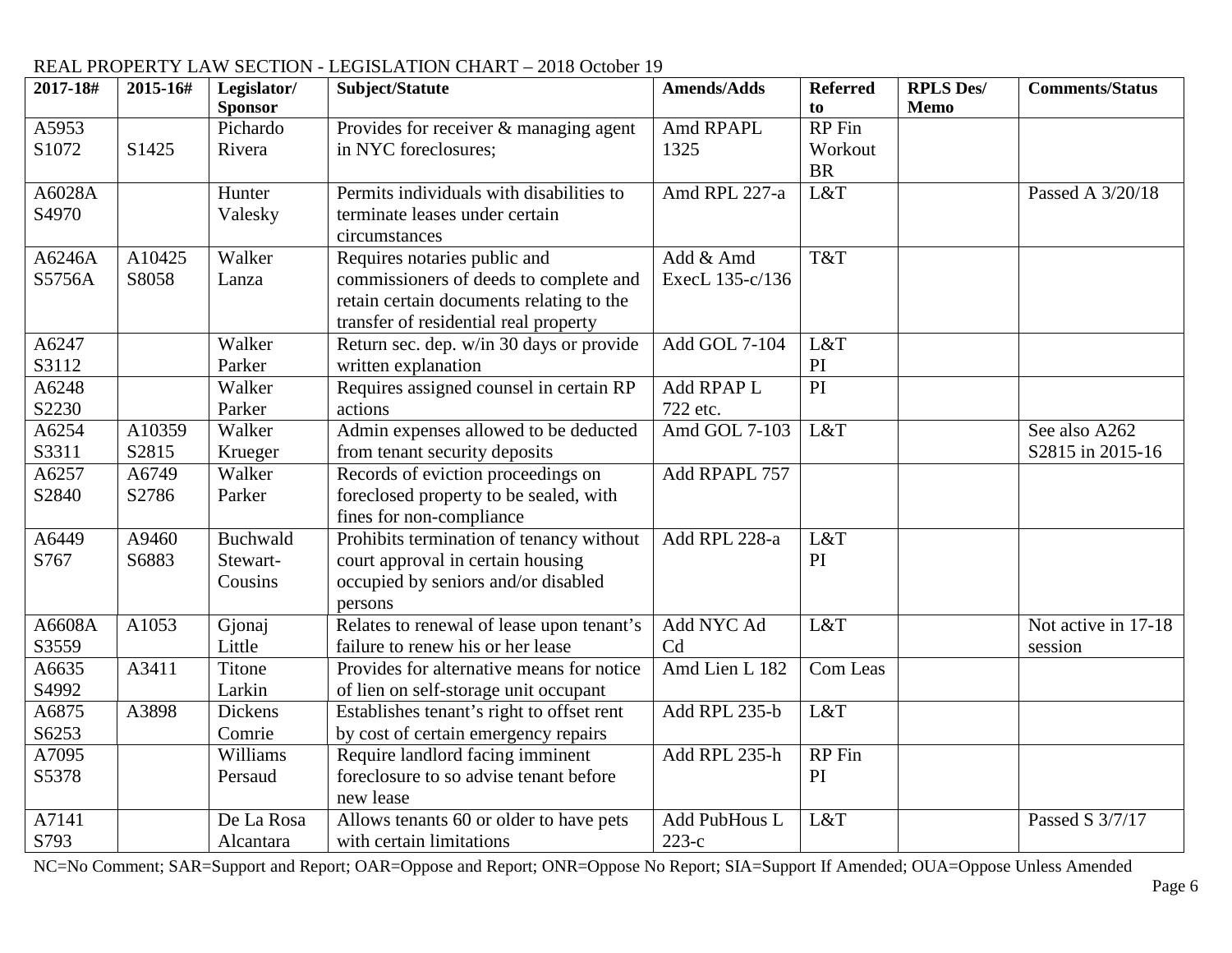REAL PROPERTY LAW SECTION - LEGISLATION CHART – 2018 October 19

| 2017-18# | 2015-16# | Legislator/ Sponsor | Subject/Statute | Amends/Adds | Referred to | RPLS Des/ Memo | Comments/Status |
|---|---|---|---|---|---|---|---|
| A5953 S1072 | S1425 | Pichardo Rivera | Provides for receiver & managing agent in NYC foreclosures; | Amd RPAPL 1325 | RP Fin Workout BR | | |
| A6028A S4970 | | Hunter Valesky | Permits individuals with disabilities to terminate leases under certain circumstances | Amd RPL 227-a | L&T | | Passed A 3/20/18 |
| A6246A S5756A | A10425 S8058 | Walker Lanza | Requires notaries public and commissioners of deeds to complete and retain certain documents relating to the transfer of residential real property | Add & Amd ExecL 135-c/136 | T&T | | |
| A6247 S3112 | | Walker Parker | Return sec. dep. w/in 30 days or provide written explanation | Add GOL 7-104 | L&T PI | | |
| A6248 S2230 | | Walker Parker | Requires assigned counsel in certain RP actions | Add RPAP L 722 etc. | PI | | |
| A6254 S3311 | A10359 S2815 | Walker Krueger | Admin expenses allowed to be deducted from tenant security deposits | Amd GOL 7-103 | L&T | | See also A262 S2815 in 2015-16 |
| A6257 S2840 | A6749 S2786 | Walker Parker | Records of eviction proceedings on foreclosed property to be sealed, with fines for non-compliance | Add RPAPL 757 | | | |
| A6449 S767 | A9460 S6883 | Buchwald Stewart-Cousins | Prohibits termination of tenancy without court approval in certain housing occupied by seniors and/or disabled persons | Add RPL 228-a | L&T PI | | |
| A6608A S3559 | A1053 | Gjonaj Little | Relates to renewal of lease upon tenant's failure to renew his or her lease | Add NYC Ad Cd | L&T | | Not active in 17-18 session |
| A6635 S4992 | A3411 | Titone Larkin | Provides for alternative means for notice of lien on self-storage unit occupant | Amd Lien L 182 | Com Leas | | |
| A6875 S6253 | A3898 | Dickens Comrie | Establishes tenant's right to offset rent by cost of certain emergency repairs | Add RPL 235-b | L&T | | |
| A7095 S5378 | | Williams Persaud | Require landlord facing imminent foreclosure to so advise tenant before new lease | Add RPL 235-h | RP Fin PI | | |
| A7141 S793 | | De La Rosa Alcantara | Allows tenants 60 or older to have pets with certain limitations | Add PubHous L 223-c | L&T | | Passed S 3/7/17 |

NC=No Comment; SAR=Support and Report; OAR=Oppose and Report; ONR=Oppose No Report; SIA=Support If Amended; OUA=Oppose Unless Amended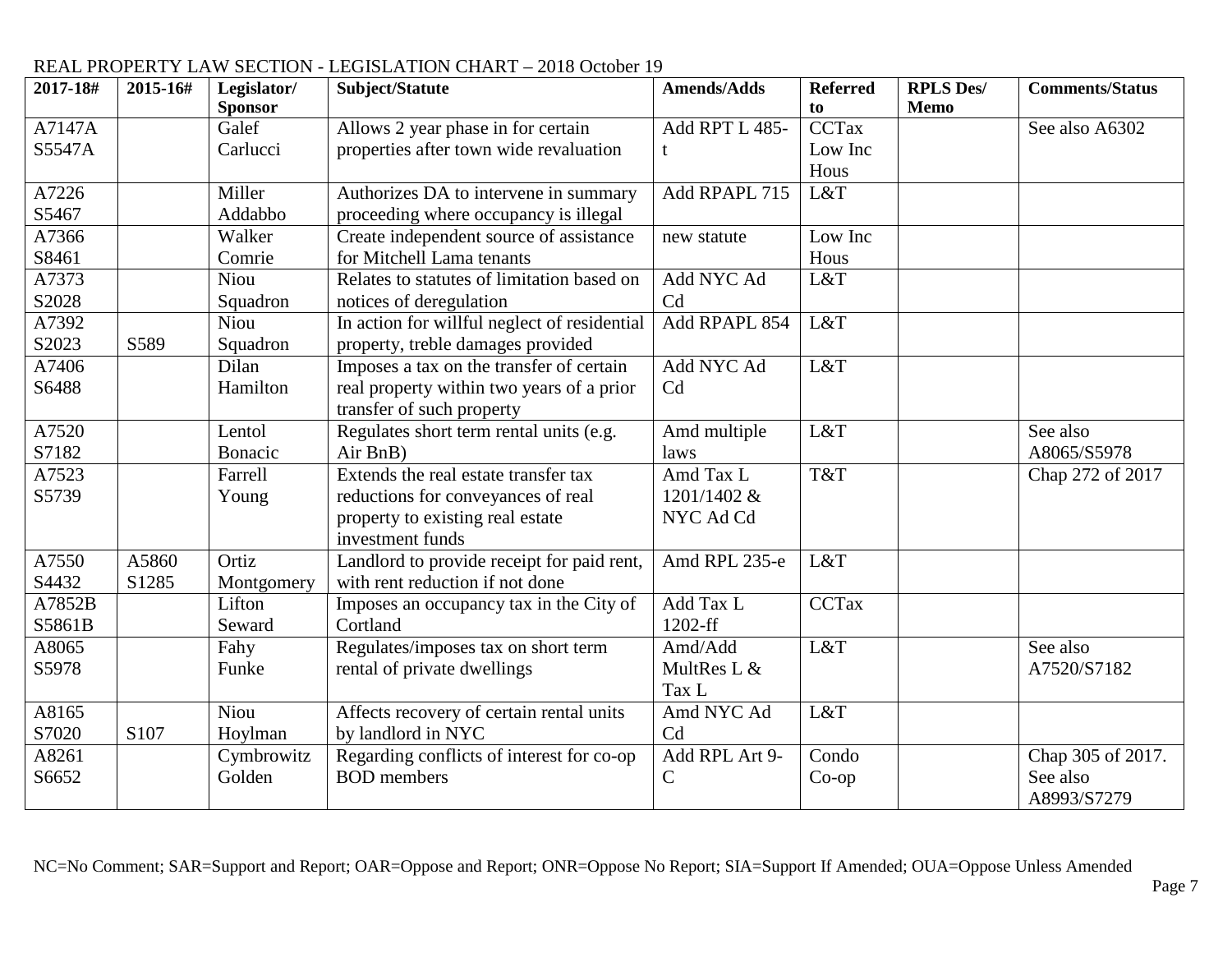REAL PROPERTY LAW SECTION - LEGISLATION CHART – 2018 October 19

| 2017-18# | 2015-16# | Legislator/ Sponsor | Subject/Statute | Amends/Adds | Referred to | RPLS Des/ Memo | Comments/Status |
|---|---|---|---|---|---|---|---|
| A7147A S5547A | | Galef Carlucci | Allows 2 year phase in for certain properties after town wide revaluation | Add RPT L 485-t | CCTax Low Inc Hous | | See also A6302 |
| A7226 S5467 | | Miller Addabbo | Authorizes DA to intervene in summary proceeding where occupancy is illegal | Add RPAPL 715 | L&T | | |
| A7366 S8461 | | Walker Comrie | Create independent source of assistance for Mitchell Lama tenants | new statute | Low Inc Hous | | |
| A7373 S2028 | | Niou Squadron | Relates to statutes of limitation based on notices of deregulation | Add NYC Ad Cd | L&T | | |
| A7392 S2023 | S589 | Niou Squadron | In action for willful neglect of residential property, treble damages provided | Add RPAPL 854 | L&T | | |
| A7406 S6488 | | Dilan Hamilton | Imposes a tax on the transfer of certain real property within two years of a prior transfer of such property | Add NYC Ad Cd | L&T | | |
| A7520 S7182 | | Lentol Bonacic | Regulates short term rental units (e.g. Air BnB) | Amd multiple laws | L&T | | See also A8065/S5978 |
| A7523 S5739 | | Farrell Young | Extends the real estate transfer tax reductions for conveyances of real property to existing real estate investment funds | Amd Tax L 1201/1402 & NYC Ad Cd | T&T | | Chap 272 of 2017 |
| A7550 S4432 | A5860 S1285 | Ortiz Montgomery | Landlord to provide receipt for paid rent, with rent reduction if not done | Amd RPL 235-e | L&T | | |
| A7852B S5861B | | Lifton Seward | Imposes an occupancy tax in the City of Cortland | Add Tax L 1202-ff | CCTax | | |
| A8065 S5978 | | Fahy Funke | Regulates/imposes tax on short term rental of private dwellings | Amd/Add MultRes L & Tax L | L&T | | See also A7520/S7182 |
| A8165 S7020 | S107 | Niou Hoylman | Affects recovery of certain rental units by landlord in NYC | Amd NYC Ad Cd | L&T | | |
| A8261 S6652 | | Cymbrowitz Golden | Regarding conflicts of interest for co-op BOD members | Add RPL Art 9-C | Condo Co-op | | Chap 305 of 2017. See also A8993/S7279 |

NC=No Comment; SAR=Support and Report; OAR=Oppose and Report; ONR=Oppose No Report; SIA=Support If Amended; OUA=Oppose Unless Amended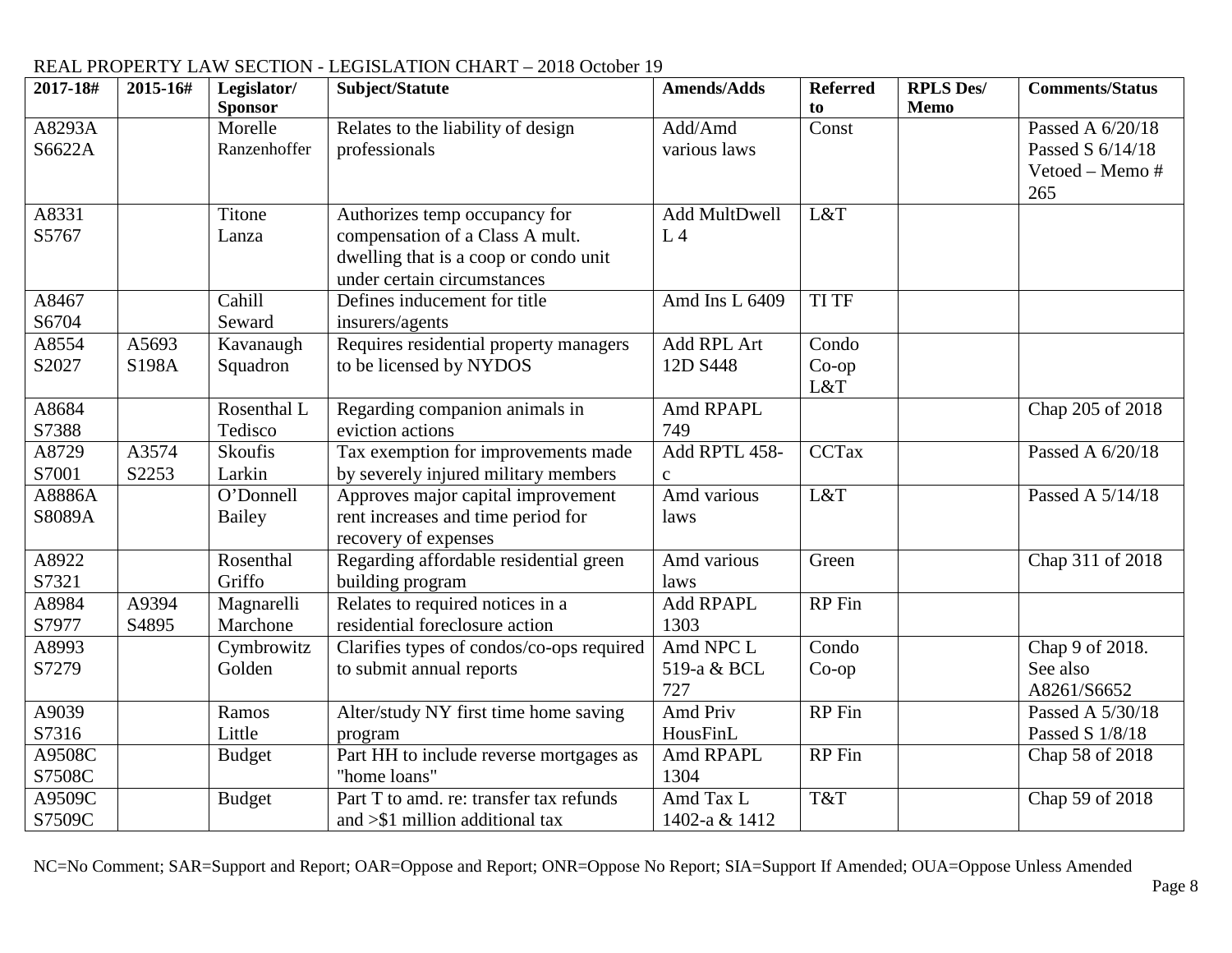REAL PROPERTY LAW SECTION - LEGISLATION CHART – 2018 October 19

| 2017-18# | 2015-16# | Legislator/ Sponsor | Subject/Statute | Amends/Adds | Referred to | RPLS Des/ Memo | Comments/Status |
|---|---|---|---|---|---|---|---|
| A8293A S6622A | | Morelle Ranzenhoffer | Relates to the liability of design professionals | Add/Amd various laws | Const | | Passed A 6/20/18 Passed S 6/14/18 Vetoed – Memo # 265 |
| A8331 S5767 | | Titone Lanza | Authorizes temp occupancy for compensation of a Class A mult. dwelling that is a coop or condo unit under certain circumstances | Add MultDwell L 4 | L&T | | |
| A8467 S6704 | | Cahill Seward | Defines inducement for title insurers/agents | Amd Ins L 6409 | TI TF | | |
| A8554 S2027 | A5693 S198A | Kavanaugh Squadron | Requires residential property managers to be licensed by NYDOS | Add RPL Art 12D S448 | Condo Co-op L&T | | |
| A8684 S7388 | | Rosenthal L Tedisco | Regarding companion animals in eviction actions | Amd RPAPL 749 | | | Chap 205 of 2018 |
| A8729 S7001 | A3574 S2253 | Skoufis Larkin | Tax exemption for improvements made by severely injured military members | Add RPTL 458-c | CCTax | | Passed A 6/20/18 |
| A8886A S8089A | | O'Donnell Bailey | Approves major capital improvement rent increases and time period for recovery of expenses | Amd various laws | L&T | | Passed A 5/14/18 |
| A8922 S7321 | | Rosenthal Griffo | Regarding affordable residential green building program | Amd various laws | Green | | Chap 311 of 2018 |
| A8984 S7977 | A9394 S4895 | Magnarelli Marchone | Relates to required notices in a residential foreclosure action | Add RPAPL 1303 | RP Fin | | |
| A8993 S7279 | | Cymbrowitz Golden | Clarifies types of condos/co-ops required to submit annual reports | Amd NPC L 519-a & BCL 727 | Condo Co-op | | Chap 9 of 2018. See also A8261/S6652 |
| A9039 S7316 | | Ramos Little | Alter/study NY first time home saving program | Amd Priv HousFinL | RP Fin | | Passed A 5/30/18 Passed S 1/8/18 |
| A9508C S7508C | | Budget | Part HH to include reverse mortgages as "home loans" | Amd RPAPL 1304 | RP Fin | | Chap 58 of 2018 |
| A9509C S7509C | | Budget | Part T to amd. re: transfer tax refunds and >$1 million additional tax | Amd Tax L 1402-a & 1412 | T&T | | Chap 59 of 2018 |

NC=No Comment; SAR=Support and Report; OAR=Oppose and Report; ONR=Oppose No Report; SIA=Support If Amended; OUA=Oppose Unless Amended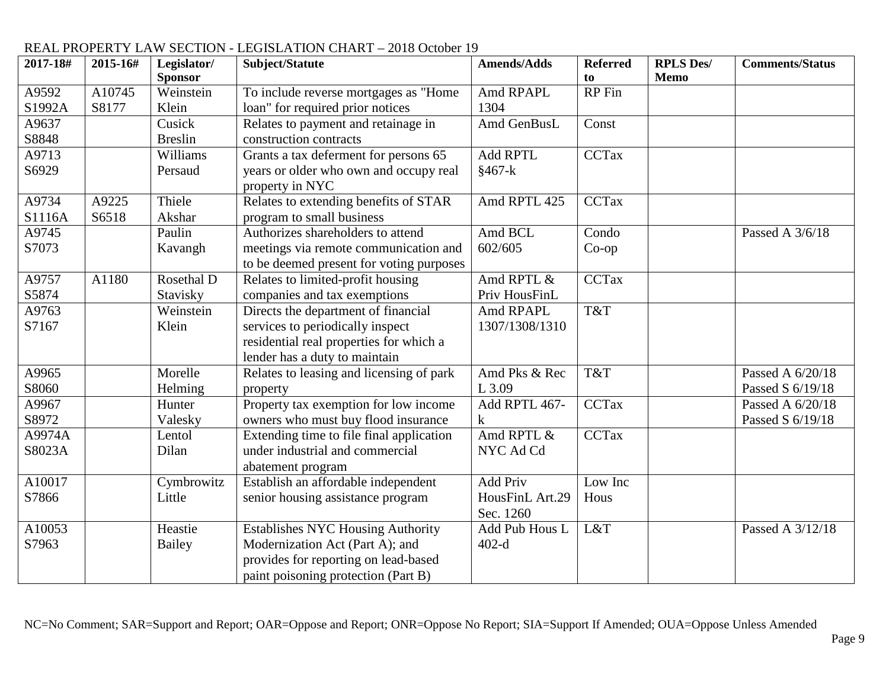REAL PROPERTY LAW SECTION - LEGISLATION CHART – 2018 October 19

| 2017-18# | 2015-16# | Legislator/ Sponsor | Subject/Statute | Amends/Adds | Referred to | RPLS Des/ Memo | Comments/Status |
|---|---|---|---|---|---|---|---|
| A9592 S1992A | A10745 S8177 | Weinstein Klein | To include reverse mortgages as "Home loan" for required prior notices | Amd RPAPL 1304 | RP Fin | | |
| A9637 S8848 | | Cusick Breslin | Relates to payment and retainage in construction contracts | Amd GenBusL | Const | | |
| A9713 S6929 | | Williams Persaud | Grants a tax deferment for persons 65 years or older who own and occupy real property in NYC | Add RPTL §467-k | CCTax | | |
| A9734 S1116A | A9225 S6518 | Thiele Akshar | Relates to extending benefits of STAR program to small business | Amd RPTL 425 | CCTax | | |
| A9745 S7073 | | Paulin Kavangh | Authorizes shareholders to attend meetings via remote communication and to be deemed present for voting purposes | Amd BCL 602/605 | Condo Co-op | | Passed A 3/6/18 |
| A9757 S5874 | A1180 | Rosethal D Stavisky | Relates to limited-profit housing companies and tax exemptions | Amd RPTL & Priv HousFinL | CCTax | | |
| A9763 S7167 | | Weinstein Klein | Directs the department of financial services to periodically inspect residential real properties for which a lender has a duty to maintain | Amd RPAPL 1307/1308/1310 | T&T | | |
| A9965 S8060 | | Morelle Helming | Relates to leasing and licensing of park property | Amd Pks & Rec L 3.09 | T&T | | Passed A 6/20/18 Passed S 6/19/18 |
| A9967 S8972 | | Hunter Valesky | Property tax exemption for low income owners who must buy flood insurance | Add RPTL 467-k | CCTax | | Passed A 6/20/18 Passed S 6/19/18 |
| A9974A S8023A | | Lentol Dilan | Extending time to file final application under industrial and commercial abatement program | Amd RPTL & NYC Ad Cd | CCTax | | |
| A10017 S7866 | | Cymbrowitz Little | Establish an affordable independent senior housing assistance program | Add Priv HousFinL Art.29 Sec. 1260 | Low Inc Hous | | |
| A10053 S7963 | | Heastie Bailey | Establishes NYC Housing Authority Modernization Act (Part A); and provides for reporting on lead-based paint poisoning protection (Part B) | Add Pub Hous L 402-d | L&T | | Passed A 3/12/18 |

NC=No Comment; SAR=Support and Report; OAR=Oppose and Report; ONR=Oppose No Report; SIA=Support If Amended; OUA=Oppose Unless Amended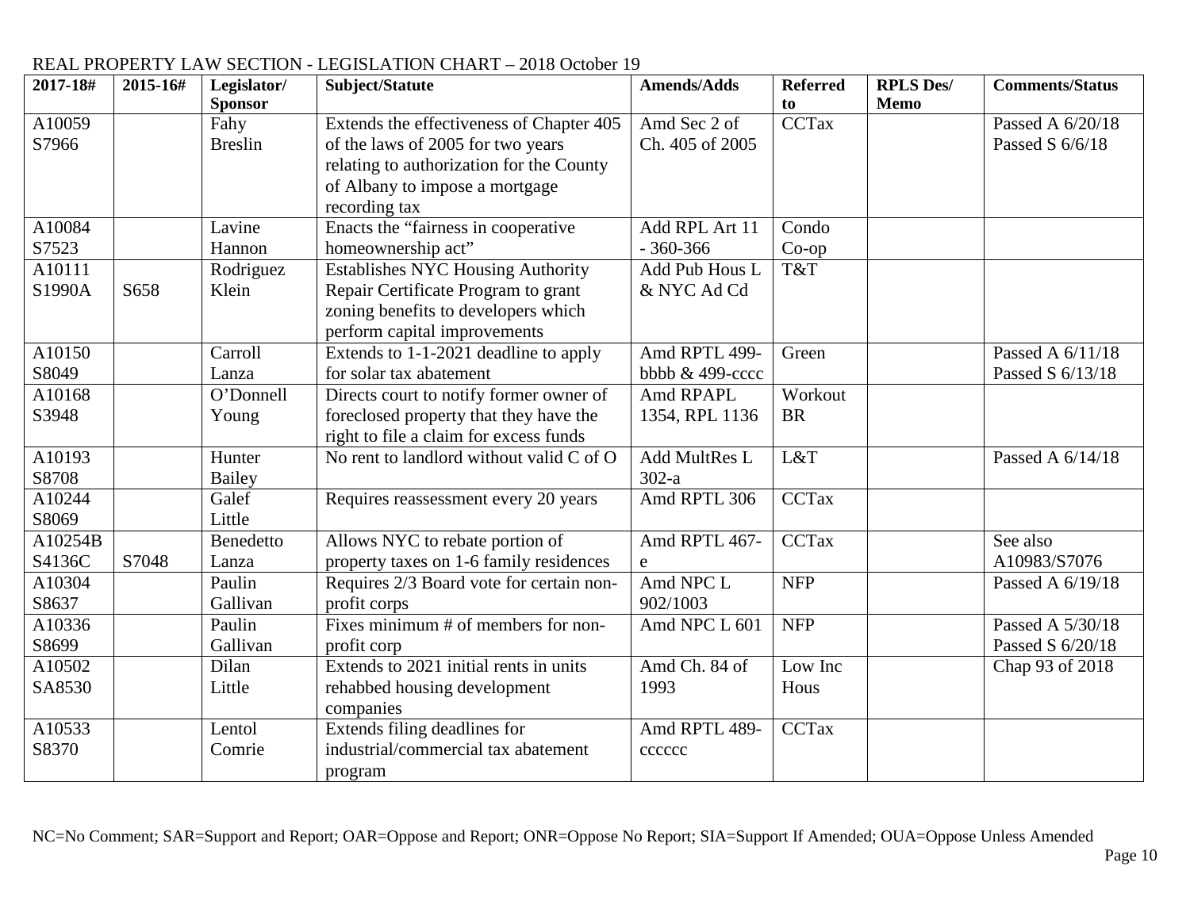REAL PROPERTY LAW SECTION - LEGISLATION CHART – 2018 October 19

| 2017-18# | 2015-16# | Legislator/ Sponsor | Subject/Statute | Amends/Adds | Referred to | RPLS Des/ Memo | Comments/Status |
|---|---|---|---|---|---|---|---|
| A10059 S7966 | | Fahy Breslin | Extends the effectiveness of Chapter 405 of the laws of 2005 for two years relating to authorization for the County of Albany to impose a mortgage recording tax | Amd Sec 2 of Ch. 405 of 2005 | CCTax | | Passed A 6/20/18 Passed S 6/6/18 |
| A10084 S7523 | | Lavine Hannon | Enacts the "fairness in cooperative homeownership act" | Add RPL Art 11 - 360-366 | Condo Co-op | | |
| A10111 S1990A | S658 | Rodriguez Klein | Establishes NYC Housing Authority Repair Certificate Program to grant zoning benefits to developers which perform capital improvements | Add Pub Hous L & NYC Ad Cd | T&T | | |
| A10150 S8049 | | Carroll Lanza | Extends to 1-1-2021 deadline to apply for solar tax abatement | Amd RPTL 499-bbbb & 499-cccc | Green | | Passed A 6/11/18 Passed S 6/13/18 |
| A10168 S3948 | | O'Donnell Young | Directs court to notify former owner of foreclosed property that they have the right to file a claim for excess funds | Amd RPAPL 1354, RPL 1136 | Workout BR | | |
| A10193 S8708 | | Hunter Bailey | No rent to landlord without valid C of O | Add MultRes L 302-a | L&T | | Passed A 6/14/18 |
| A10244 S8069 | | Galef Little | Requires reassessment every 20 years | Amd RPTL 306 | CCTax | | |
| A10254B S4136C | S7048 | Benedetto Lanza | Allows NYC to rebate portion of property taxes on 1-6 family residences | Amd RPTL 467-e | CCTax | | See also A10983/S7076 |
| A10304 S8637 | | Paulin Gallivan | Requires 2/3 Board vote for certain non-profit corps | Amd NPC L 902/1003 | NFP | | Passed A 6/19/18 |
| A10336 S8699 | | Paulin Gallivan | Fixes minimum # of members for non-profit corp | Amd NPC L 601 | NFP | | Passed A 5/30/18 Passed S 6/20/18 |
| A10502 SA8530 | | Dilan Little | Extends to 2021 initial rents in units rehabbed housing development companies | Amd Ch. 84 of 1993 | Low Inc Hous | | Chap 93 of 2018 |
| A10533 S8370 | | Lentol Comrie | Extends filing deadlines for industrial/commercial tax abatement program | Amd RPTL 489-cccccc | CCTax | | |

NC=No Comment; SAR=Support and Report; OAR=Oppose and Report; ONR=Oppose No Report; SIA=Support If Amended; OUA=Oppose Unless Amended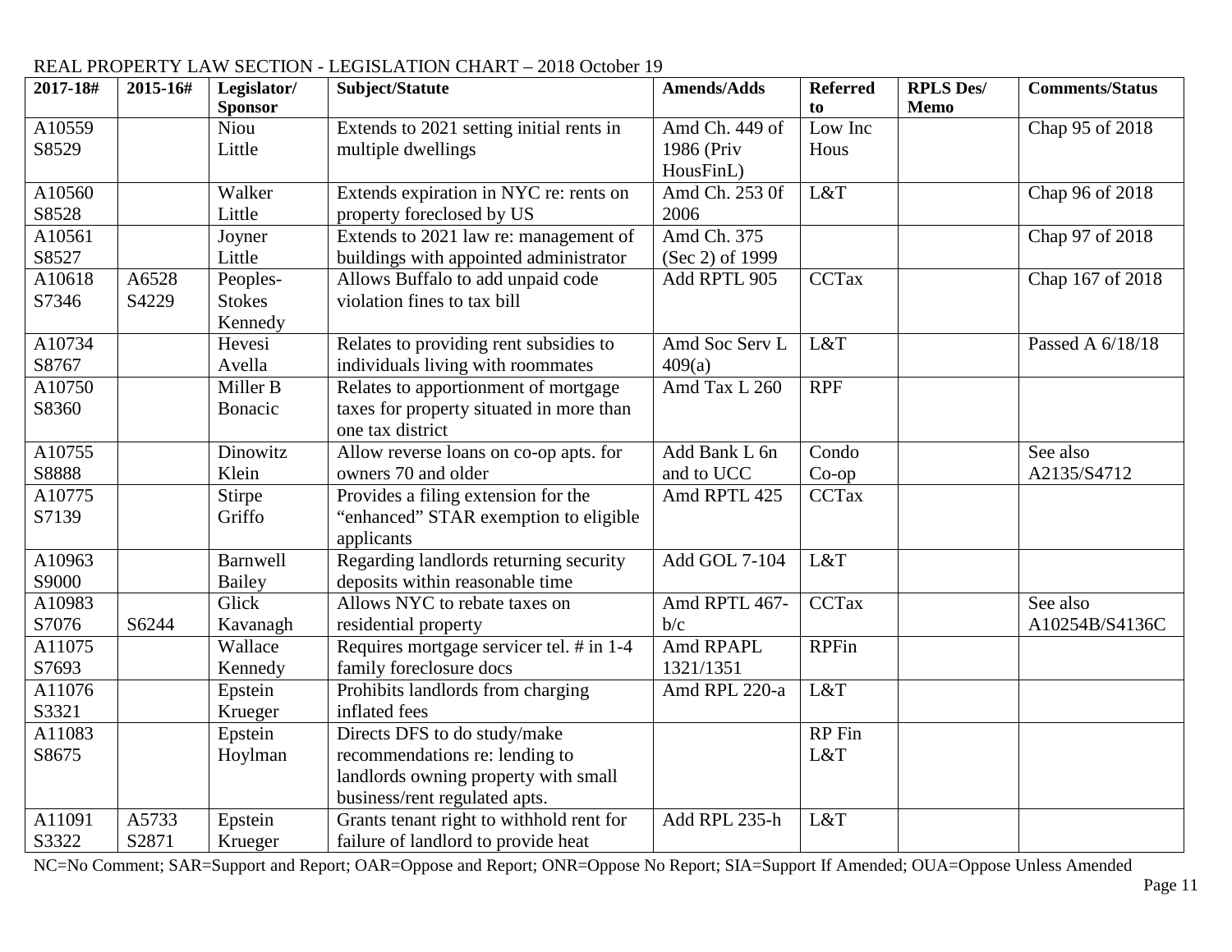REAL PROPERTY LAW SECTION - LEGISLATION CHART – 2018 October 19

| 2017-18# | 2015-16# | Legislator/ Sponsor | Subject/Statute | Amends/Adds | Referred to | RPLS Des/ Memo | Comments/Status |
|---|---|---|---|---|---|---|---|
| A10559 S8529 | | Niou Little | Extends to 2021 setting initial rents in multiple dwellings | Amd Ch. 449 of 1986 (Priv HousFinL) | Low Inc Hous | | Chap 95 of 2018 |
| A10560 S8528 | | Walker Little | Extends expiration in NYC re: rents on property foreclosed by US | Amd Ch. 253 0f 2006 | L&T | | Chap 96 of 2018 |
| A10561 S8527 | | Joyner Little | Extends to 2021 law re: management of buildings with appointed administrator | Amd Ch. 375 (Sec 2) of 1999 | | | Chap 97 of 2018 |
| A10618 S7346 | A6528 S4229 | Peoples-Stokes Kennedy | Allows Buffalo to add unpaid code violation fines to tax bill | Add RPTL 905 | CCTax | | Chap 167 of 2018 |
| A10734 S8767 | | Hevesi Avella | Relates to providing rent subsidies to individuals living with roommates | Amd Soc Serv L 409(a) | L&T | | Passed A 6/18/18 |
| A10750 S8360 | | Miller B Bonacic | Relates to apportionment of mortgage taxes for property situated in more than one tax district | Amd Tax L 260 | RPF | | |
| A10755 S8888 | | Dinowitz Klein | Allow reverse loans on co-op apts. for owners 70 and older | Add Bank L 6n and to UCC | Condo Co-op | | See also A2135/S4712 |
| A10775 S7139 | | Stirpe Griffo | Provides a filing extension for the "enhanced" STAR exemption to eligible applicants | Amd RPTL 425 | CCTax | | |
| A10963 S9000 | | Barnwell Bailey | Regarding landlords returning security deposits within reasonable time | Add GOL 7-104 | L&T | | |
| A10983 S7076 | S6244 | Glick Kavanagh | Allows NYC to rebate taxes on residential property | Amd RPTL 467-b/c | CCTax | | See also A10254B/S4136C |
| A11075 S7693 | | Wallace Kennedy | Requires mortgage servicer tel. # in 1-4 family foreclosure docs | Amd RPAPL 1321/1351 | RPFin | | |
| A11076 S3321 | | Epstein Krueger | Prohibits landlords from charging inflated fees | Amd RPL 220-a | L&T | | |
| A11083 S8675 | | Epstein Hoylman | Directs DFS to do study/make recommendations re: lending to landlords owning property with small business/rent regulated apts. | | RP Fin L&T | | |
| A11091 S3322 | A5733 S2871 | Epstein Krueger | Grants tenant right to withhold rent for failure of landlord to provide heat | Add RPL 235-h | L&T | | |

NC=No Comment; SAR=Support and Report; OAR=Oppose and Report; ONR=Oppose No Report; SIA=Support If Amended; OUA=Oppose Unless Amended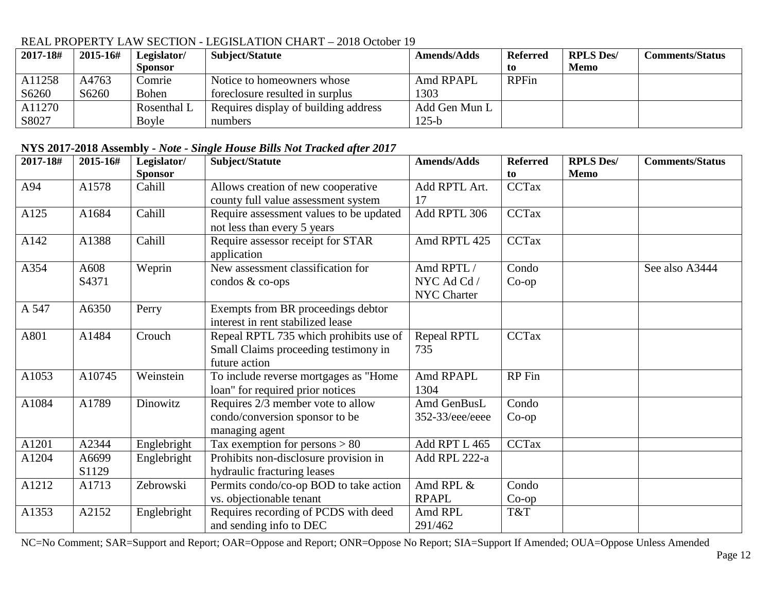REAL PROPERTY LAW SECTION - LEGISLATION CHART – 2018 October 19

| 2017-18# | 2015-16# | Legislator/ Sponsor | Subject/Statute | Amends/Adds | Referred to | RPLS Des/ Memo | Comments/Status |
|---|---|---|---|---|---|---|---|
| A11258 S6260 | A4763 S6260 | Comrie Bohen | Notice to homeowners whose foreclosure resulted in surplus | Amd RPAPL 1303 | RPFin | | |
| A11270 S8027 | | Rosenthal L Boyle | Requires display of building address numbers | Add Gen Mun L 125-b | | | |

**NYS 2017-2018 Assembly** - ***Note - Single House Bills Not Tracked after 2017***

| 2017-18# | 2015-16# | Legislator/ Sponsor | Subject/Statute | Amends/Adds | Referred to | RPLS Des/ Memo | Comments/Status |
|---|---|---|---|---|---|---|---|
| A94 | A1578 | Cahill | Allows creation of new cooperative county full value assessment system | Add RPTL Art. 17 | CCTax | | |
| A125 | A1684 | Cahill | Require assessment values to be updated not less than every 5 years | Add RPTL 306 | CCTax | | |
| A142 | A1388 | Cahill | Require assessor receipt for STAR application | Amd RPTL 425 | CCTax | | |
| A354 | A608 S4371 | Weprin | New assessment classification for condos & co-ops | Amd RPTL / NYC Ad Cd / NYC Charter | Condo Co-op | | See also A3444 |
| A 547 | A6350 | Perry | Exempts from BR proceedings debtor interest in rent stabilized lease | | | | |
| A801 | A1484 | Crouch | Repeal RPTL 735 which prohibits use of Small Claims proceeding testimony in future action | Repeal RPTL 735 | CCTax | | |
| A1053 | A10745 | Weinstein | To include reverse mortgages as "Home loan" for required prior notices | Amd RPAPL 1304 | RP Fin | | |
| A1084 | A1789 | Dinowitz | Requires 2/3 member vote to allow condo/conversion sponsor to be managing agent | Amd GenBusL 352-33/eee/eeee | Condo Co-op | | |
| A1201 | A2344 | Englebright | Tax exemption for persons > 80 | Add RPT L 465 | CCTax | | |
| A1204 | A6699 S1129 | Englebright | Prohibits non-disclosure provision in hydraulic fracturing leases | Add RPL 222-a | | | |
| A1212 | A1713 | Zebrowski | Permits condo/co-op BOD to take action vs. objectionable tenant | Amd RPL & RPAPL | Condo Co-op | | |
| A1353 | A2152 | Englebright | Requires recording of PCDS with deed and sending info to DEC | Amd RPL 291/462 | T&T | | |

NC=No Comment; SAR=Support and Report; OAR=Oppose and Report; ONR=Oppose No Report; SIA=Support If Amended; OUA=Oppose Unless Amended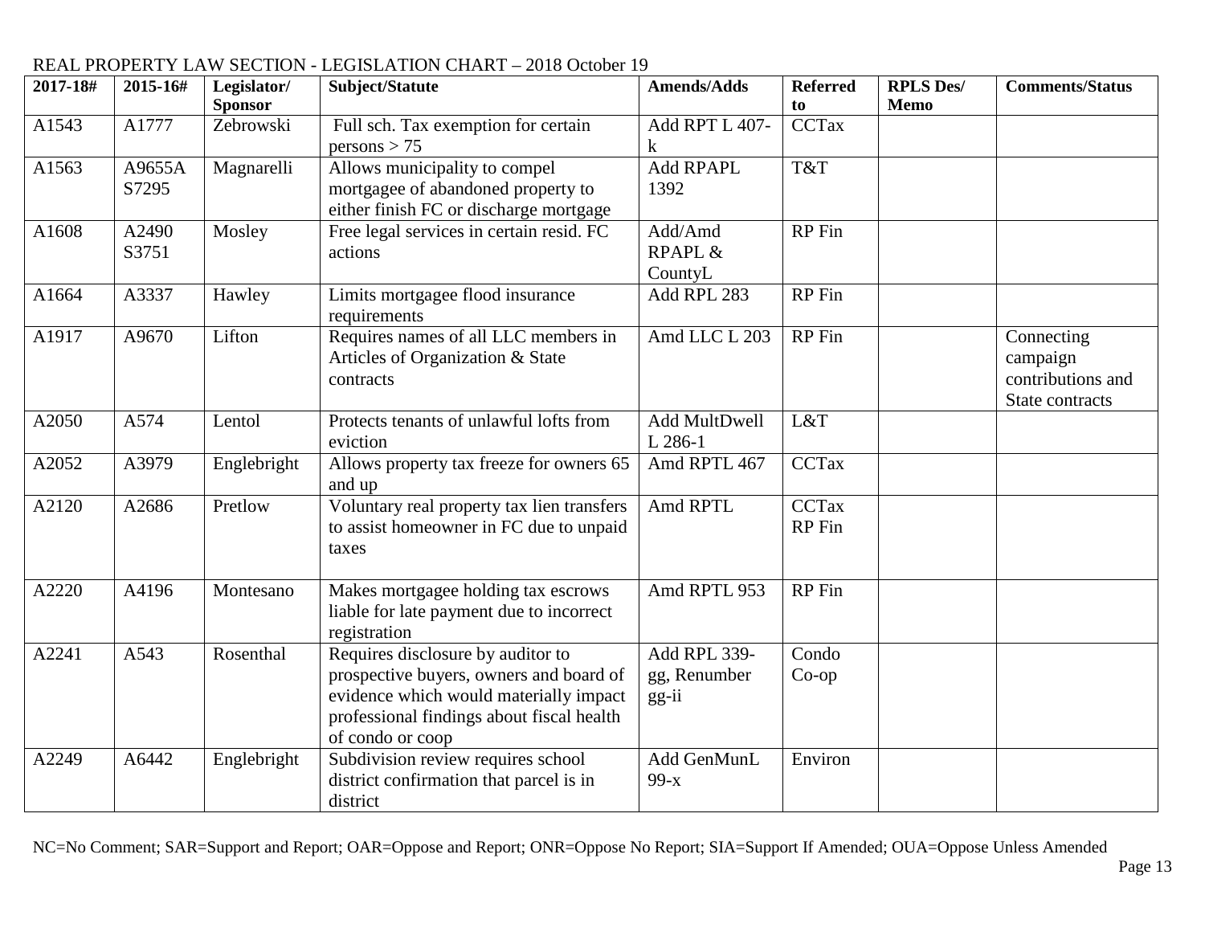REAL PROPERTY LAW SECTION - LEGISLATION CHART – 2018 October 19

| 2017-18# | 2015-16# | Legislator/ Sponsor | Subject/Statute | Amends/Adds | Referred to | RPLS Des/ Memo | Comments/Status |
|---|---|---|---|---|---|---|---|
| A1543 | A1777 | Zebrowski | Full sch. Tax exemption for certain persons > 75 | Add RPT L 407-k | CCTax | | |
| A1563 | A9655A S7295 | Magnarelli | Allows municipality to compel mortgagee of abandoned property to either finish FC or discharge mortgage | Add RPAPL 1392 | T&T | | |
| A1608 | A2490 S3751 | Mosley | Free legal services in certain resid. FC actions | Add/Amd RPAPL & CountyL | RP Fin | | |
| A1664 | A3337 | Hawley | Limits mortgagee flood insurance requirements | Add RPL 283 | RP Fin | | |
| A1917 | A9670 | Lifton | Requires names of all LLC members in Articles of Organization & State contracts | Amd LLC L 203 | RP Fin | | Connecting campaign contributions and State contracts |
| A2050 | A574 | Lentol | Protects tenants of unlawful lofts from eviction | Add MultDwell L 286-1 | L&T | | |
| A2052 | A3979 | Englebright | Allows property tax freeze for owners 65 and up | Amd RPTL 467 | CCTax | | |
| A2120 | A2686 | Pretlow | Voluntary real property tax lien transfers to assist homeowner in FC due to unpaid taxes | Amd RPTL | CCTax RP Fin | | |
| A2220 | A4196 | Montesano | Makes mortgagee holding tax escrows liable for late payment due to incorrect registration | Amd RPTL 953 | RP Fin | | |
| A2241 | A543 | Rosenthal | Requires disclosure by auditor to prospective buyers, owners and board of evidence which would materially impact professional findings about fiscal health of condo or coop | Add RPL 339-gg, Renumber gg-ii | Condo Co-op | | |
| A2249 | A6442 | Englebright | Subdivision review requires school district confirmation that parcel is in district | Add GenMunL 99-x | Environ | | |

NC=No Comment; SAR=Support and Report; OAR=Oppose and Report; ONR=Oppose No Report; SIA=Support If Amended; OUA=Oppose Unless Amended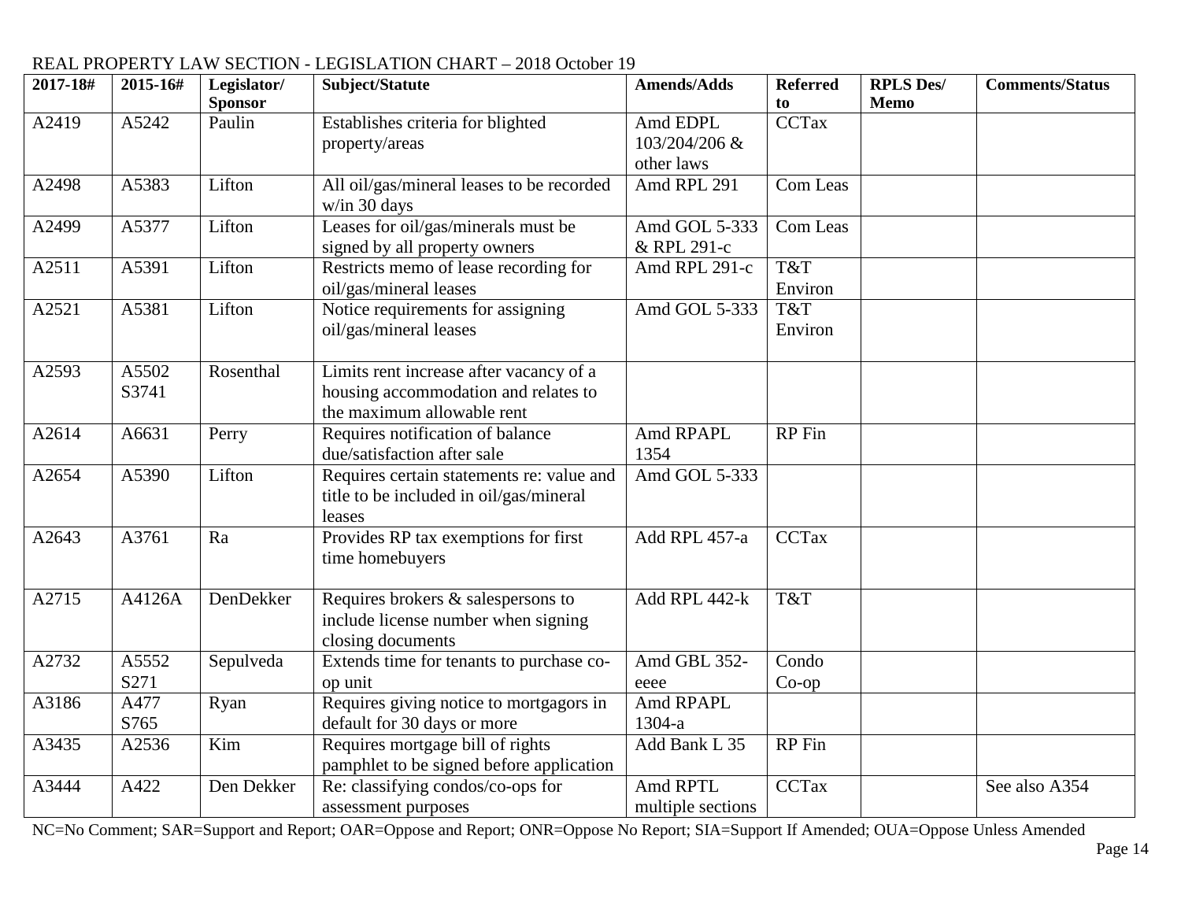REAL PROPERTY LAW SECTION - LEGISLATION CHART – 2018 October 19

| 2017-18# | 2015-16# | Legislator/ Sponsor | Subject/Statute | Amends/Adds | Referred to | RPLS Des/ Memo | Comments/Status |
|---|---|---|---|---|---|---|---|
| A2419 | A5242 | Paulin | Establishes criteria for blighted property/areas | Amd EDPL 103/204/206 & other laws | CCTax | | |
| A2498 | A5383 | Lifton | All oil/gas/mineral leases to be recorded w/in 30 days | Amd RPL 291 | Com Leas | | |
| A2499 | A5377 | Lifton | Leases for oil/gas/minerals must be signed by all property owners | Amd GOL 5-333 & RPL 291-c | Com Leas | | |
| A2511 | A5391 | Lifton | Restricts memo of lease recording for oil/gas/mineral leases | Amd RPL 291-c | T&T Environ | | |
| A2521 | A5381 | Lifton | Notice requirements for assigning oil/gas/mineral leases | Amd GOL 5-333 | T&T Environ | | |
| A2593 | A5502 S3741 | Rosenthal | Limits rent increase after vacancy of a housing accommodation and relates to the maximum allowable rent | | | | |
| A2614 | A6631 | Perry | Requires notification of balance due/satisfaction after sale | Amd RPAPL 1354 | RP Fin | | |
| A2654 | A5390 | Lifton | Requires certain statements re: value and title to be included in oil/gas/mineral leases | Amd GOL 5-333 | | | |
| A2643 | A3761 | Ra | Provides RP tax exemptions for first time homebuyers | Add RPL 457-a | CCTax | | |
| A2715 | A4126A | DenDekker | Requires brokers & salespersons to include license number when signing closing documents | Add RPL 442-k | T&T | | |
| A2732 | A5552 S271 | Sepulveda | Extends time for tenants to purchase co-op unit | Amd GBL 352-eeee | Condo Co-op | | |
| A3186 | A477 S765 | Ryan | Requires giving notice to mortgagors in default for 30 days or more | Amd RPAPL 1304-a | | | |
| A3435 | A2536 | Kim | Requires mortgage bill of rights pamphlet to be signed before application | Add Bank L 35 | RP Fin | | |
| A3444 | A422 | Den Dekker | Re: classifying condos/co-ops for assessment purposes | Amd RPTL multiple sections | CCTax | | See also A354 |

NC=No Comment; SAR=Support and Report; OAR=Oppose and Report; ONR=Oppose No Report; SIA=Support If Amended; OUA=Oppose Unless Amended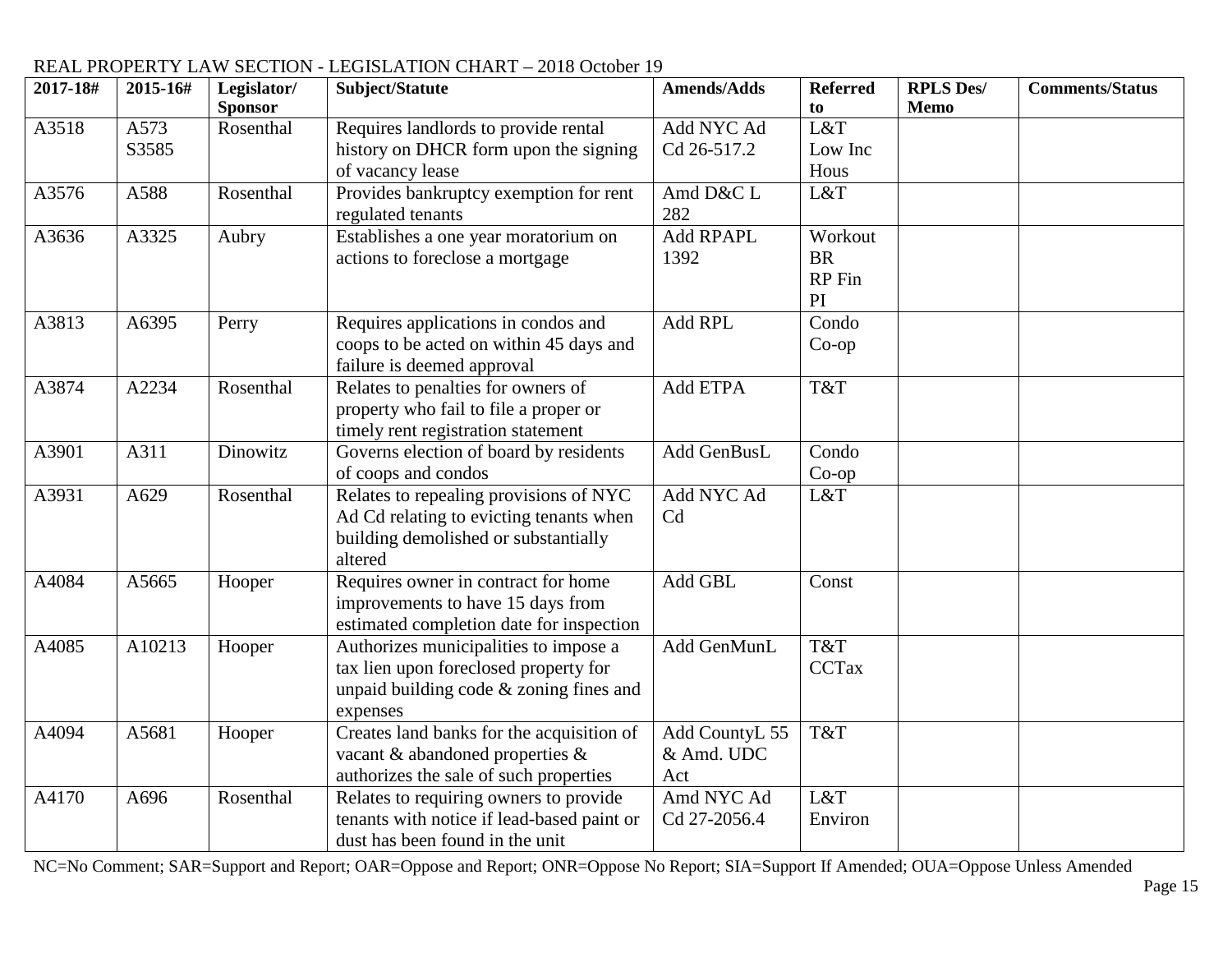REAL PROPERTY LAW SECTION - LEGISLATION CHART – 2018 October 19

| 2017-18# | 2015-16# | Legislator/ Sponsor | Subject/Statute | Amends/Adds | Referred to | RPLS Des/ Memo | Comments/Status |
|---|---|---|---|---|---|---|---|
| A3518 | A573 S3585 | Rosenthal | Requires landlords to provide rental history on DHCR form upon the signing of vacancy lease | Add NYC Ad Cd 26-517.2 | L&T Low Inc Hous | | |
| A3576 | A588 | Rosenthal | Provides bankruptcy exemption for rent regulated tenants | Amd D&C L 282 | L&T | | |
| A3636 | A3325 | Aubry | Establishes a one year moratorium on actions to foreclose a mortgage | Add RPAPL 1392 | Workout BR RP Fin PI | | |
| A3813 | A6395 | Perry | Requires applications in condos and coops to be acted on within 45 days and failure is deemed approval | Add RPL | Condo Co-op | | |
| A3874 | A2234 | Rosenthal | Relates to penalties for owners of property who fail to file a proper or timely rent registration statement | Add ETPA | T&T | | |
| A3901 | A311 | Dinowitz | Governs election of board by residents of coops and condos | Add GenBusL | Condo Co-op | | |
| A3931 | A629 | Rosenthal | Relates to repealing provisions of NYC Ad Cd relating to evicting tenants when building demolished or substantially altered | Add NYC Ad Cd | L&T | | |
| A4084 | A5665 | Hooper | Requires owner in contract for home improvements to have 15 days from estimated completion date for inspection | Add GBL | Const | | |
| A4085 | A10213 | Hooper | Authorizes municipalities to impose a tax lien upon foreclosed property for unpaid building code & zoning fines and expenses | Add GenMunL | T&T CCTax | | |
| A4094 | A5681 | Hooper | Creates land banks for the acquisition of vacant & abandoned properties & authorizes the sale of such properties | Add CountyL 55 & Amd. UDC Act | T&T | | |
| A4170 | A696 | Rosenthal | Relates to requiring owners to provide tenants with notice if lead-based paint or dust has been found in the unit | Amd NYC Ad Cd 27-2056.4 | L&T Environ | | |

NC=No Comment; SAR=Support and Report; OAR=Oppose and Report; ONR=Oppose No Report; SIA=Support If Amended; OUA=Oppose Unless Amended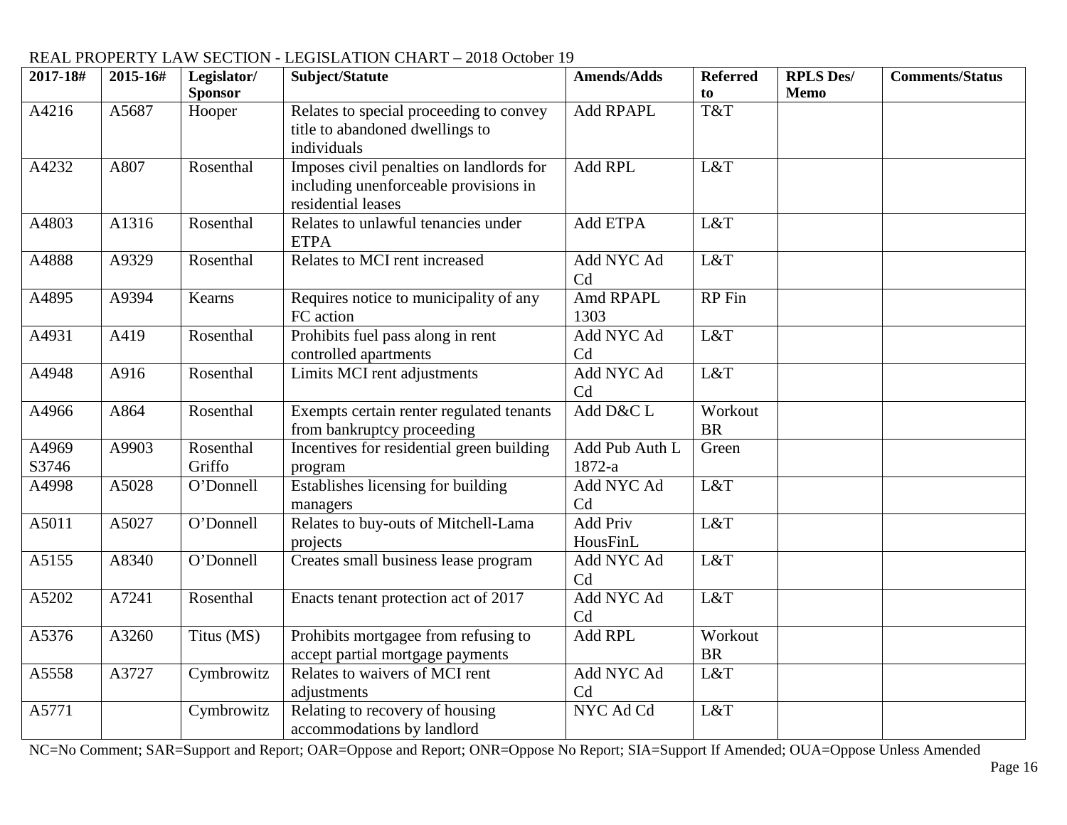REAL PROPERTY LAW SECTION - LEGISLATION CHART – 2018 October 19

| 2017-18# | 2015-16# | Legislator/ Sponsor | Subject/Statute | Amends/Adds | Referred to | RPLS Des/ Memo | Comments/Status |
|---|---|---|---|---|---|---|---|
| A4216 | A5687 | Hooper | Relates to special proceeding to convey title to abandoned dwellings to individuals | Add RPAPL | T&T | | |
| A4232 | A807 | Rosenthal | Imposes civil penalties on landlords for including unenforceable provisions in residential leases | Add RPL | L&T | | |
| A4803 | A1316 | Rosenthal | Relates to unlawful tenancies under ETPA | Add ETPA | L&T | | |
| A4888 | A9329 | Rosenthal | Relates to MCI rent increased | Add NYC Ad Cd | L&T | | |
| A4895 | A9394 | Kearns | Requires notice to municipality of any FC action | Amd RPAPL 1303 | RP Fin | | |
| A4931 | A419 | Rosenthal | Prohibits fuel pass along in rent controlled apartments | Add NYC Ad Cd | L&T | | |
| A4948 | A916 | Rosenthal | Limits MCI rent adjustments | Add NYC Ad Cd | L&T | | |
| A4966 | A864 | Rosenthal | Exempts certain renter regulated tenants from bankruptcy proceeding | Add D&C L | Workout BR | | |
| A4969 S3746 | A9903 | Rosenthal Griffo | Incentives for residential green building program | Add Pub Auth L 1872-a | Green | | |
| A4998 | A5028 | O'Donnell | Establishes licensing for building managers | Add NYC Ad Cd | L&T | | |
| A5011 | A5027 | O'Donnell | Relates to buy-outs of Mitchell-Lama projects | Add Priv HousFinL | L&T | | |
| A5155 | A8340 | O'Donnell | Creates small business lease program | Add NYC Ad Cd | L&T | | |
| A5202 | A7241 | Rosenthal | Enacts tenant protection act of 2017 | Add NYC Ad Cd | L&T | | |
| A5376 | A3260 | Titus (MS) | Prohibits mortgagee from refusing to accept partial mortgage payments | Add RPL | Workout BR | | |
| A5558 | A3727 | Cymbrowitz | Relates to waivers of MCI rent adjustments | Add NYC Ad Cd | L&T | | |
| A5771 | | Cymbrowitz | Relating to recovery of housing accommodations by landlord | NYC Ad Cd | L&T | | |

NC=No Comment; SAR=Support and Report; OAR=Oppose and Report; ONR=Oppose No Report; SIA=Support If Amended; OUA=Oppose Unless Amended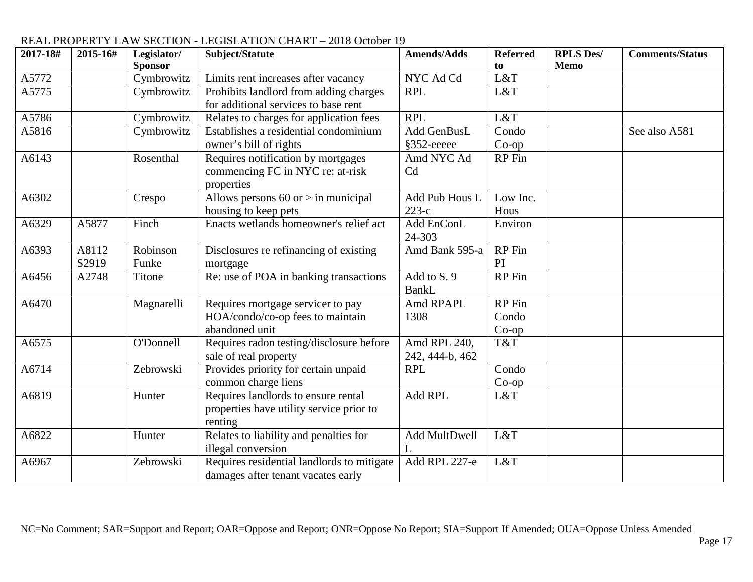REAL PROPERTY LAW SECTION - LEGISLATION CHART – 2018 October 19

| 2017-18# | 2015-16# | Legislator/ Sponsor | Subject/Statute | Amends/Adds | Referred to | RPLS Des/ Memo | Comments/Status |
|---|---|---|---|---|---|---|---|
| A5772 | | Cymbrowitz | Limits rent increases after vacancy | NYC Ad Cd | L&T | | |
| A5775 | | Cymbrowitz | Prohibits landlord from adding charges for additional services to base rent | RPL | L&T | | |
| A5786 | | Cymbrowitz | Relates to charges for application fees | RPL | L&T | | |
| A5816 | | Cymbrowitz | Establishes a residential condominium owner's bill of rights | Add GenBusL §352-eeeee | Condo Co-op | | See also A581 |
| A6143 | | Rosenthal | Requires notification by mortgages commencing FC in NYC re: at-risk properties | Amd NYC Ad Cd | RP Fin | | |
| A6302 | | Crespo | Allows persons 60 or > in municipal housing to keep pets | Add Pub Hous L 223-c | Low Inc. Hous | | |
| A6329 | A5877 | Finch | Enacts wetlands homeowner's relief act | Add EnConL 24-303 | Environ | | |
| A6393 | A8112 S2919 | Robinson Funke | Disclosures re refinancing of existing mortgage | Amd Bank 595-a | RP Fin PI | | |
| A6456 | A2748 | Titone | Re: use of POA in banking transactions | Add to S. 9 BankL | RP Fin | | |
| A6470 | | Magnarelli | Requires mortgage servicer to pay HOA/condo/co-op fees to maintain abandoned unit | Amd RPAPL 1308 | RP Fin Condo Co-op | | |
| A6575 | | O'Donnell | Requires radon testing/disclosure before sale of real property | Amd RPL 240, 242, 444-b, 462 | T&T | | |
| A6714 | | Zebrowski | Provides priority for certain unpaid common charge liens | RPL | Condo Co-op | | |
| A6819 | | Hunter | Requires landlords to ensure rental properties have utility service prior to renting | Add RPL | L&T | | |
| A6822 | | Hunter | Relates to liability and penalties for illegal conversion | Add MultDwell L | L&T | | |
| A6967 | | Zebrowski | Requires residential landlords to mitigate damages after tenant vacates early | Add RPL 227-e | L&T | | |

NC=No Comment; SAR=Support and Report; OAR=Oppose and Report; ONR=Oppose No Report; SIA=Support If Amended; OUA=Oppose Unless Amended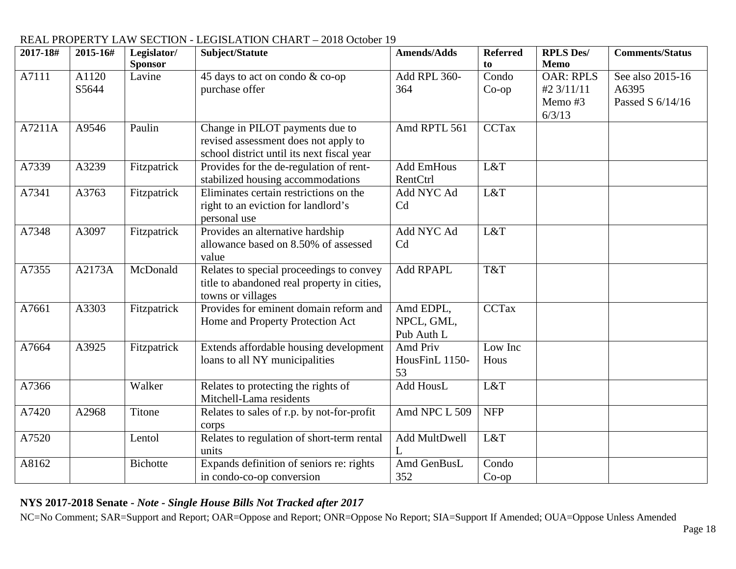REAL PROPERTY LAW SECTION - LEGISLATION CHART – 2018 October 19

| 2017-18# | 2015-16# | Legislator/ Sponsor | Subject/Statute | Amends/Adds | Referred to | RPLS Des/ Memo | Comments/Status |
|---|---|---|---|---|---|---|---|
| A7111 | A1120 S5644 | Lavine | 45 days to act on condo & co-op purchase offer | Add RPL 360-364 | Condo Co-op | OAR: RPLS #2 3/11/11 Memo #3 6/3/13 | See also 2015-16 A6395 Passed S 6/14/16 |
| A7211A | A9546 | Paulin | Change in PILOT payments due to revised assessment does not apply to school district until its next fiscal year | Amd RPTL 561 | CCTax | | |
| A7339 | A3239 | Fitzpatrick | Provides for the de-regulation of rent-stabilized housing accommodations | Add EmHous RentCtrl | L&T | | |
| A7341 | A3763 | Fitzpatrick | Eliminates certain restrictions on the right to an eviction for landlord's personal use | Add NYC Ad Cd | L&T | | |
| A7348 | A3097 | Fitzpatrick | Provides an alternative hardship allowance based on 8.50% of assessed value | Add NYC Ad Cd | L&T | | |
| A7355 | A2173A | McDonald | Relates to special proceedings to convey title to abandoned real property in cities, towns or villages | Add RPAPL | T&T | | |
| A7661 | A3303 | Fitzpatrick | Provides for eminent domain reform and Home and Property Protection Act | Amd EDPL, NPCL, GML, Pub Auth L | CCTax | | |
| A7664 | A3925 | Fitzpatrick | Extends affordable housing development loans to all NY municipalities | Amd Priv HousFinL 1150-53 | Low Inc Hous | | |
| A7366 | | Walker | Relates to protecting the rights of Mitchell-Lama residents | Add HousL | L&T | | |
| A7420 | A2968 | Titone | Relates to sales of r.p. by not-for-profit corps | Amd NPC L 509 | NFP | | |
| A7520 | | Lentol | Relates to regulation of short-term rental units | Add MultDwell L | L&T | | |
| A8162 | | Bichotte | Expands definition of seniors re: rights in condo-co-op conversion | Amd GenBusL 352 | Condo Co-op | | |

**NYS 2017-2018 Senate -** ***Note - Single House Bills Not Tracked after 2017***

NC=No Comment; SAR=Support and Report; OAR=Oppose and Report; ONR=Oppose No Report; SIA=Support If Amended; OUA=Oppose Unless Amended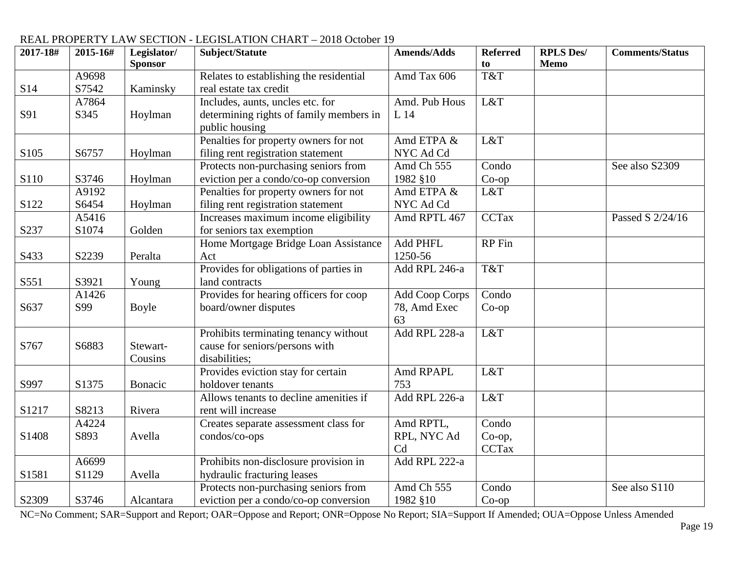REAL PROPERTY LAW SECTION - LEGISLATION CHART – 2018 October 19

| 2017-18# | 2015-16# | Legislator/ Sponsor | Subject/Statute | Amends/Adds | Referred to | RPLS Des/ Memo | Comments/Status |
|---|---|---|---|---|---|---|---|
| S14 | A9698 S7542 | Kaminsky | Relates to establishing the residential real estate tax credit | Amd Tax 606 | T&T | | |
| S91 | A7864 S345 | Hoylman | Includes, aunts, uncles etc. for determining rights of family members in public housing | Amd. Pub Hous L 14 | L&T | | |
| S105 | S6757 | Hoylman | Penalties for property owners for not filing rent registration statement | Amd ETPA & NYC Ad Cd | L&T | | |
| S110 | S3746 | Hoylman | Protects non-purchasing seniors from eviction per a condo/co-op conversion | Amd Ch 555 1982 §10 | Condo Co-op | | See also S2309 |
| S122 | A9192 S6454 | Hoylman | Penalties for property owners for not filing rent registration statement | Amd ETPA & NYC Ad Cd | L&T | | |
| S237 | A5416 S1074 | Golden | Increases maximum income eligibility for seniors tax exemption | Amd RPTL 467 | CCTax | | Passed S 2/24/16 |
| S433 | S2239 | Peralta | Home Mortgage Bridge Loan Assistance Act | Add PHFL 1250-56 | RP Fin | | |
| S551 | S3921 | Young | Provides for obligations of parties in land contracts | Add RPL 246-a | T&T | | |
| S637 | A1426 S99 | Boyle | Provides for hearing officers for coop board/owner disputes | Add Coop Corps 78, Amd Exec 63 | Condo Co-op | | |
| S767 | S6883 | Stewart-Cousins | Prohibits terminating tenancy without cause for seniors/persons with disabilities; | Add RPL 228-a | L&T | | |
| S997 | S1375 | Bonacic | Provides eviction stay for certain holdover tenants | Amd RPAPL 753 | L&T | | |
| S1217 | S8213 | Rivera | Allows tenants to decline amenities if rent will increase | Add RPL 226-a | L&T | | |
| S1408 | A4224 S893 | Avella | Creates separate assessment class for condos/co-ops | Amd RPTL, RPL, NYC Ad Cd | Condo Co-op, CCTax | | |
| S1581 | A6699 S1129 | Avella | Prohibits non-disclosure provision in hydraulic fracturing leases | Add RPL 222-a | | | |
| S2309 | S3746 | Alcantara | Protects non-purchasing seniors from eviction per a condo/co-op conversion | Amd Ch 555 1982 §10 | Condo Co-op | | See also S110 |

NC=No Comment; SAR=Support and Report; OAR=Oppose and Report; ONR=Oppose No Report; SIA=Support If Amended; OUA=Oppose Unless Amended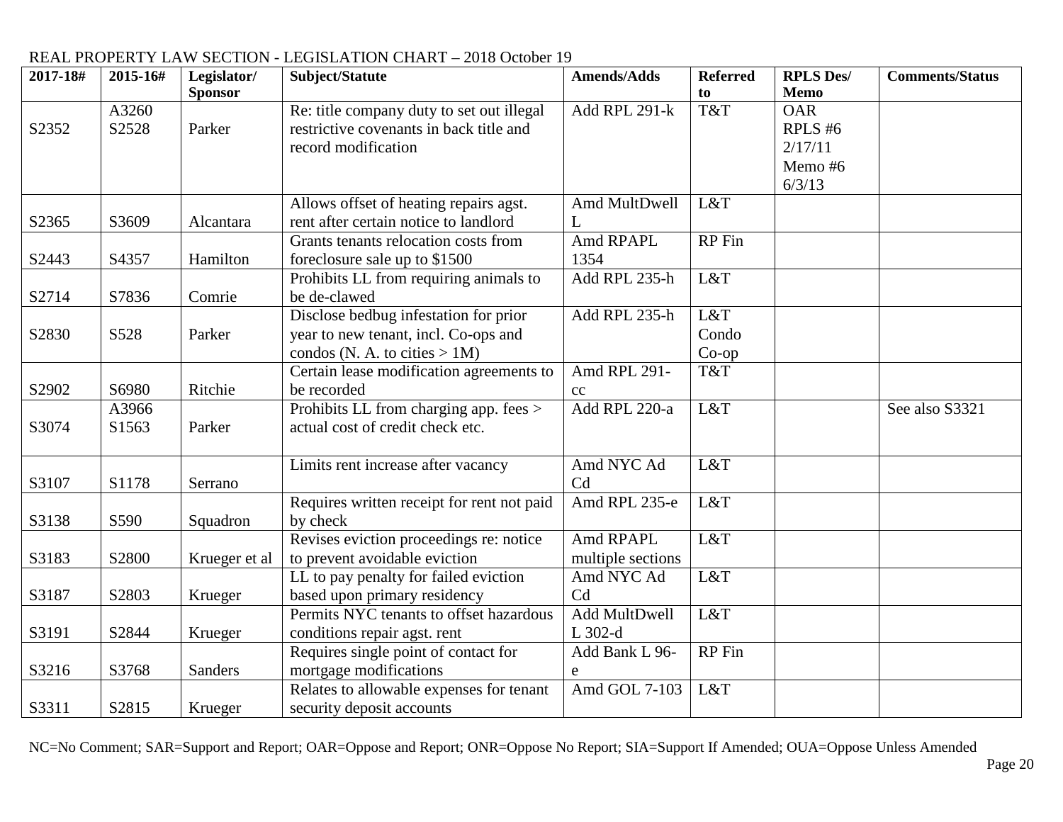REAL PROPERTY LAW SECTION - LEGISLATION CHART – 2018 October 19

| 2017-18# | 2015-16# | Legislator/ Sponsor | Subject/Statute | Amends/Adds | Referred to | RPLS Des/ Memo | Comments/Status |
|---|---|---|---|---|---|---|---|
| S2352 | A3260 S2528 | Parker | Re: title company duty to set out illegal restrictive covenants in back title and record modification | Add RPL 291-k | T&T | OAR RPLS #6 2/17/11 Memo #6 6/3/13 | |
| S2365 | S3609 | Alcantara | Allows offset of heating repairs agst. rent after certain notice to landlord | Amd MultDwell L | L&T | | |
| S2443 | S4357 | Hamilton | Grants tenants relocation costs from foreclosure sale up to $1500 | Amd RPAPL 1354 | RP Fin | | |
| S2714 | S7836 | Comrie | Prohibits LL from requiring animals to be de-clawed | Add RPL 235-h | L&T | | |
| S2830 | S528 | Parker | Disclose bedbug infestation for prior year to new tenant, incl. Co-ops and condos (N. A. to cities > 1M) | Add RPL 235-h | L&T Condo Co-op | | |
| S2902 | S6980 | Ritchie | Certain lease modification agreements to be recorded | Amd RPL 291-cc | T&T | | |
| S3074 | A3966 S1563 | Parker | Prohibits LL from charging app. fees > actual cost of credit check etc. | Add RPL 220-a | L&T | | See also S3321 |
| S3107 | S1178 | Serrano | Limits rent increase after vacancy | Amd NYC Ad Cd | L&T | | |
| S3138 | S590 | Squadron | Requires written receipt for rent not paid by check | Amd RPL 235-e | L&T | | |
| S3183 | S2800 | Krueger et al | Revises eviction proceedings re: notice to prevent avoidable eviction | Amd RPAPL multiple sections | L&T | | |
| S3187 | S2803 | Krueger | LL to pay penalty for failed eviction based upon primary residency | Amd NYC Ad Cd | L&T | | |
| S3191 | S2844 | Krueger | Permits NYC tenants to offset hazardous conditions repair agst. rent | Add MultDwell L 302-d | L&T | | |
| S3216 | S3768 | Sanders | Requires single point of contact for mortgage modifications | Add Bank L 96-e | RP Fin | | |
| S3311 | S2815 | Krueger | Relates to allowable expenses for tenant security deposit accounts | Amd GOL 7-103 | L&T | | |

NC=No Comment; SAR=Support and Report; OAR=Oppose and Report; ONR=Oppose No Report; SIA=Support If Amended; OUA=Oppose Unless Amended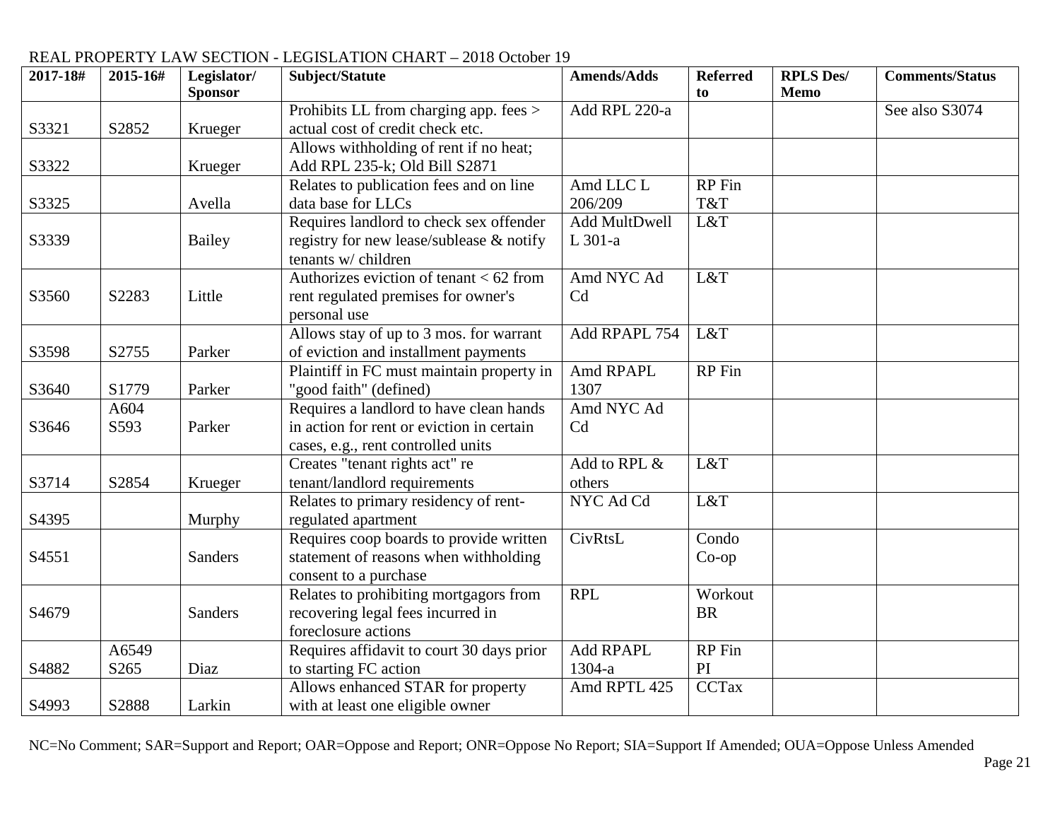REAL PROPERTY LAW SECTION - LEGISLATION CHART – 2018 October 19

| 2017-18# | 2015-16# | Legislator/ Sponsor | Subject/Statute | Amends/Adds | Referred to | RPLS Des/ Memo | Comments/Status |
|---|---|---|---|---|---|---|---|
| S3321 | S2852 | Krueger | Prohibits LL from charging app. fees > actual cost of credit check etc. | Add RPL 220-a | | | See also S3074 |
| S3322 | | Krueger | Allows withholding of rent if no heat; Add RPL 235-k; Old Bill S2871 | | | | |
| S3325 | | Avella | Relates to publication fees and on line data base for LLCs | Amd LLC L 206/209 | RP Fin T&T | | |
| S3339 | | Bailey | Requires landlord to check sex offender registry for new lease/sublease & notify tenants w/ children | Add MultDwell L 301-a | L&T | | |
| S3560 | S2283 | Little | Authorizes eviction of tenant < 62 from rent regulated premises for owner's personal use | Amd NYC Ad Cd | L&T | | |
| S3598 | S2755 | Parker | Allows stay of up to 3 mos. for warrant of eviction and installment payments | Add RPAPL 754 | L&T | | |
| S3640 | S1779 | Parker | Plaintiff in FC must maintain property in "good faith" (defined) | Amd RPAPL 1307 | RP Fin | | |
| S3646 | A604 S593 | Parker | Requires a landlord to have clean hands in action for rent or eviction in certain cases, e.g., rent controlled units | Amd NYC Ad Cd | | | |
| S3714 | S2854 | Krueger | Creates "tenant rights act" re tenant/landlord requirements | Add to RPL & others | L&T | | |
| S4395 | | Murphy | Relates to primary residency of rent-regulated apartment | NYC Ad Cd | L&T | | |
| S4551 | | Sanders | Requires coop boards to provide written statement of reasons when withholding consent to a purchase | CivRtsL | Condo Co-op | | |
| S4679 | | Sanders | Relates to prohibiting mortgagors from recovering legal fees incurred in foreclosure actions | RPL | Workout BR | | |
| S4882 | A6549 S265 | Diaz | Requires affidavit to court 30 days prior to starting FC action | Add RPAPL 1304-a | RP Fin PI | | |
| S4993 | S2888 | Larkin | Allows enhanced STAR for property with at least one eligible owner | Amd RPTL 425 | CCTax | | |

NC=No Comment; SAR=Support and Report; OAR=Oppose and Report; ONR=Oppose No Report; SIA=Support If Amended; OUA=Oppose Unless Amended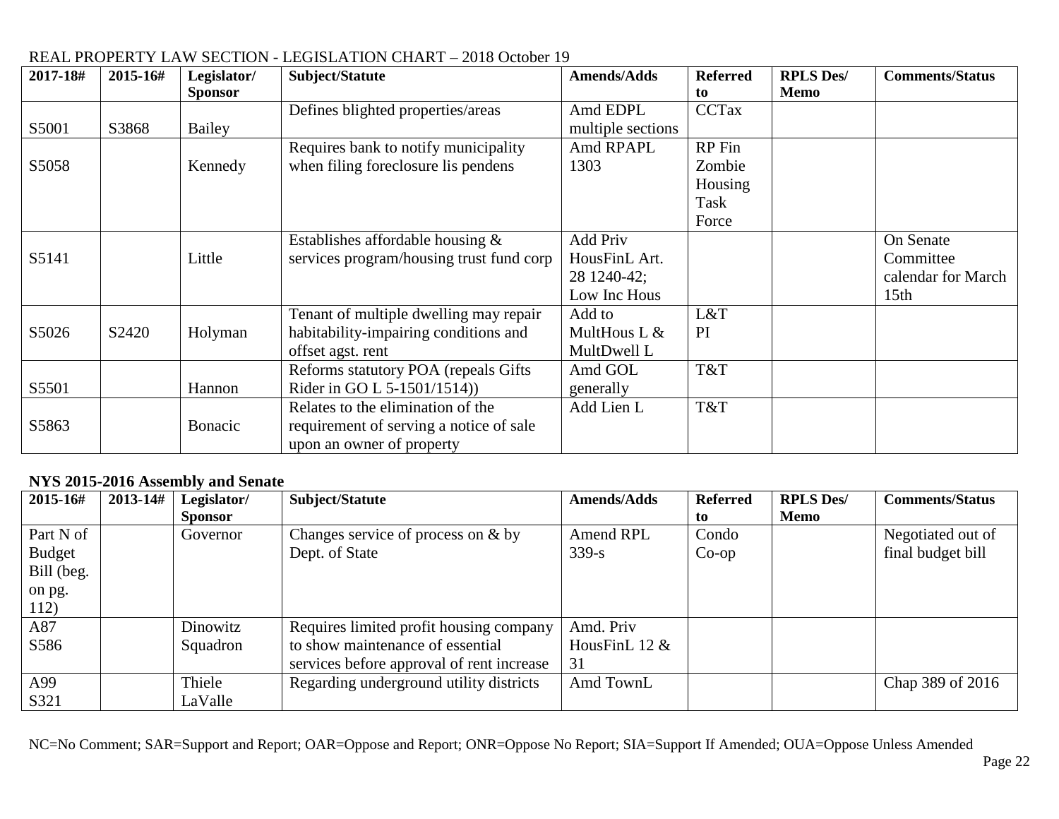REAL PROPERTY LAW SECTION - LEGISLATION CHART – 2018 October 19

| 2017-18# | 2015-16# | Legislator/ Sponsor | Subject/Statute | Amends/Adds | Referred to | RPLS Des/ Memo | Comments/Status |
|---|---|---|---|---|---|---|---|
| S5001 | S3868 | Bailey | Defines blighted properties/areas | Amd EDPL multiple sections | CCTax | | |
| S5058 | | Kennedy | Requires bank to notify municipality when filing foreclosure lis pendens | Amd RPAPL 1303 | RP Fin Zombie Housing Task Force | | |
| S5141 | | Little | Establishes affordable housing & services program/housing trust fund corp | Add Priv HousFinL Art. 28 1240-42; Low Inc Hous | | | On Senate Committee calendar for March 15th |
| S5026 | S2420 | Holyman | Tenant of multiple dwelling may repair habitability-impairing conditions and offset agst. rent | Add to MultHous L & MultDwell L | L&T PI | | |
| S5501 | | Hannon | Reforms statutory POA (repeals Gifts Rider in GO L 5-1501/1514)) | Amd GOL generally | T&T | | |
| S5863 | | Bonacic | Relates to the elimination of the requirement of serving a notice of sale upon an owner of property | Add Lien L | T&T | | |

**NYS 2015-2016 Assembly and Senate**

| 2015-16# | 2013-14# | Legislator/ Sponsor | Subject/Statute | Amends/Adds | Referred to | RPLS Des/ Memo | Comments/Status |
|---|---|---|---|---|---|---|---|
| Part N of Budget Bill (beg. on pg. 112) | | Governor | Changes service of process on & by Dept. of State | Amend RPL 339-s | Condo Co-op | | Negotiated out of final budget bill |
| A87 S586 | | Dinowitz Squadron | Requires limited profit housing company to show maintenance of essential services before approval of rent increase | Amd. Priv HousFinL 12 & 31 | | | |
| A99 S321 | | Thiele LaValle | Regarding underground utility districts | Amd TownL | | | Chap 389 of 2016 |

NC=No Comment; SAR=Support and Report; OAR=Oppose and Report; ONR=Oppose No Report; SIA=Support If Amended; OUA=Oppose Unless Amended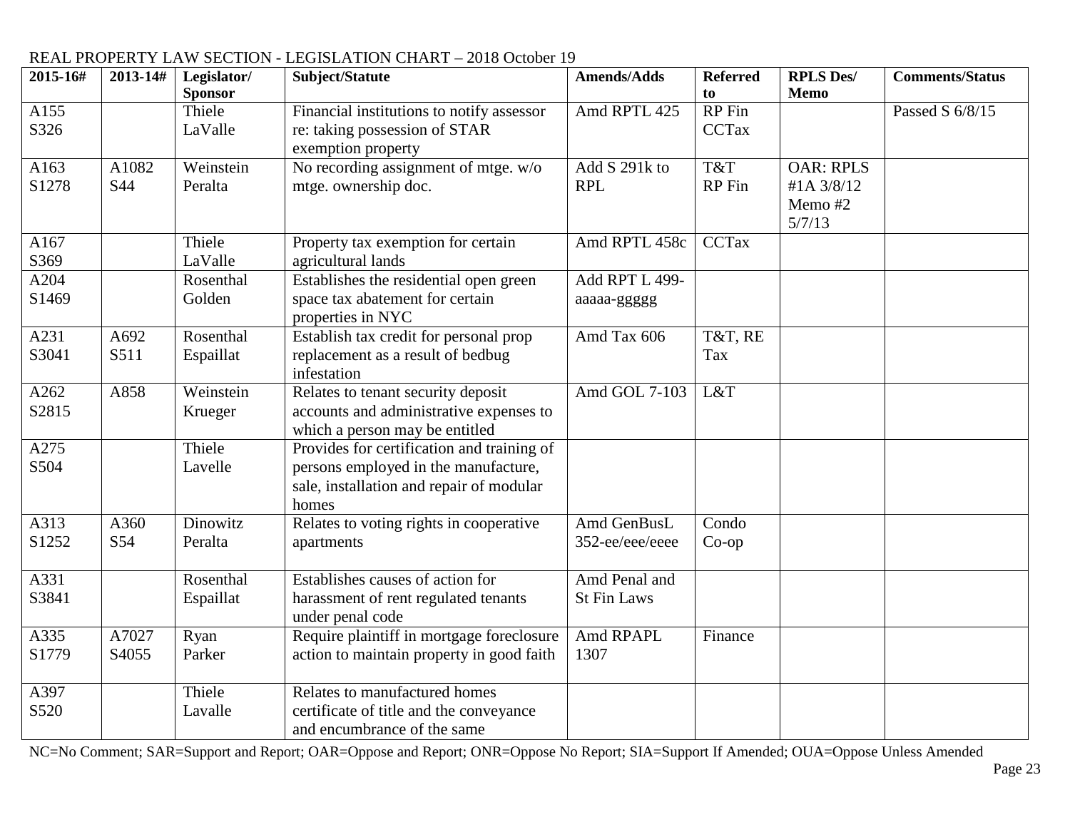REAL PROPERTY LAW SECTION - LEGISLATION CHART – 2018 October 19

| 2015-16# | 2013-14# | Legislator/ Sponsor | Subject/Statute | Amends/Adds | Referred to | RPLS Des/ Memo | Comments/Status |
|---|---|---|---|---|---|---|---|
| A155 S326 | | Thiele LaValle | Financial institutions to notify assessor re: taking possession of STAR exemption property | Amd RPTL 425 | RP Fin CCTax | | Passed S 6/8/15 |
| A163 S1278 | A1082 S44 | Weinstein Peralta | No recording assignment of mtge. w/o mtge. ownership doc. | Add S 291k to RPL | T&T RP Fin | OAR: RPLS #1A 3/8/12 Memo #2 5/7/13 | |
| A167 S369 | | Thiele LaValle | Property tax exemption for certain agricultural lands | Amd RPTL 458c | CCTax | | |
| A204 S1469 | | Rosenthal Golden | Establishes the residential open green space tax abatement for certain properties in NYC | Add RPT L 499-aaaaa-ggggg | | | |
| A231 S3041 | A692 S511 | Rosenthal Espaillat | Establish tax credit for personal prop replacement as a result of bedbug infestation | Amd Tax 606 | T&T, RE Tax | | |
| A262 S2815 | A858 | Weinstein Krueger | Relates to tenant security deposit accounts and administrative expenses to which a person may be entitled | Amd GOL 7-103 | L&T | | |
| A275 S504 | | Thiele Lavelle | Provides for certification and training of persons employed in the manufacture, sale, installation and repair of modular homes | | | | |
| A313 S1252 | A360 S54 | Dinowitz Peralta | Relates to voting rights in cooperative apartments | Amd GenBusL 352-ee/eee/eeee | Condo Co-op | | |
| A331 S3841 | | Rosenthal Espaillat | Establishes causes of action for harassment of rent regulated tenants under penal code | Amd Penal and St Fin Laws | | | |
| A335 S1779 | A7027 S4055 | Ryan Parker | Require plaintiff in mortgage foreclosure action to maintain property in good faith | Amd RPAPL 1307 | Finance | | |
| A397 S520 | | Thiele Lavalle | Relates to manufactured homes certificate of title and the conveyance and encumbrance of the same | | | | |

NC=No Comment; SAR=Support and Report; OAR=Oppose and Report; ONR=Oppose No Report; SIA=Support If Amended; OUA=Oppose Unless Amended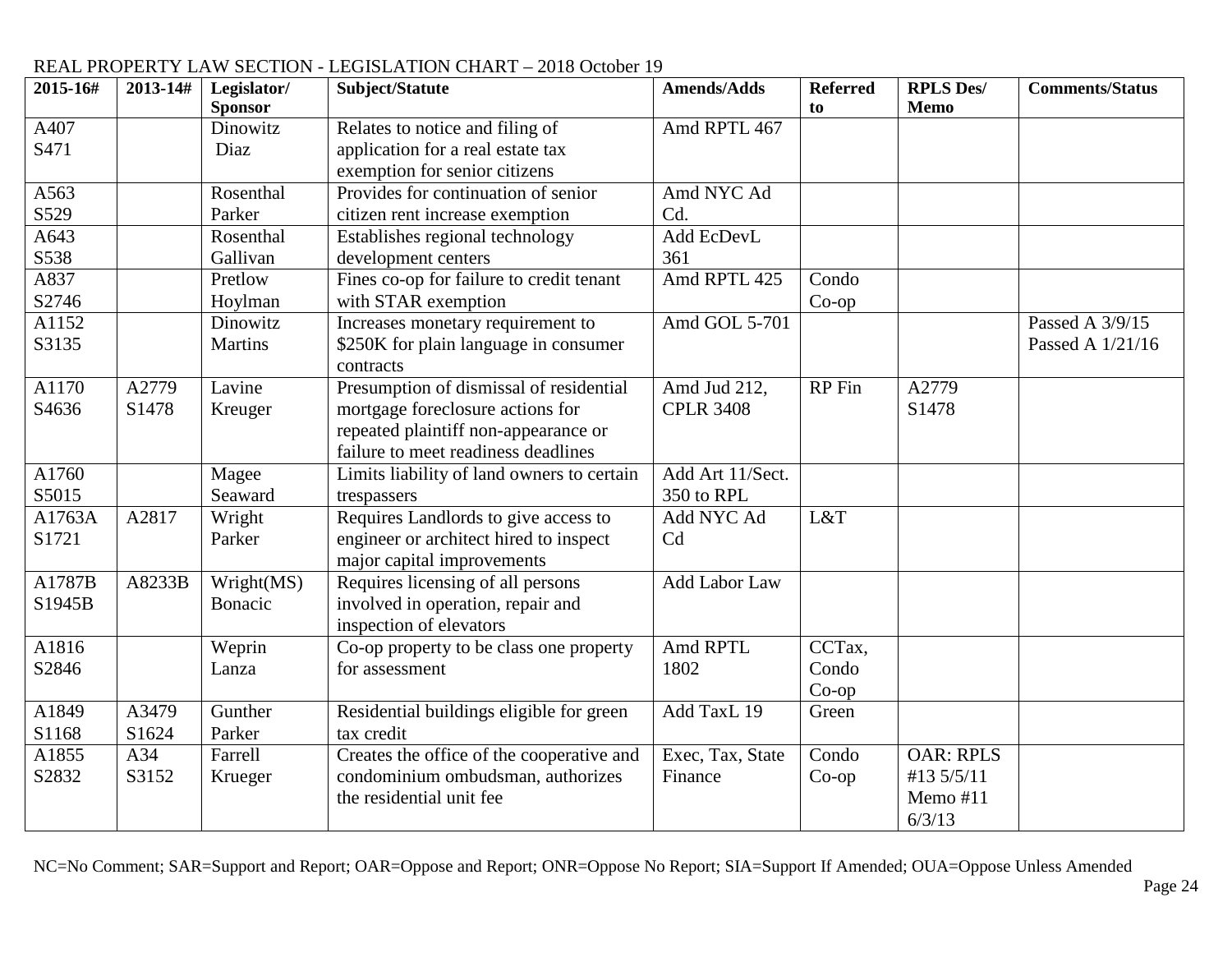REAL PROPERTY LAW SECTION - LEGISLATION CHART – 2018 October 19

| 2015-16# | 2013-14# | Legislator/ Sponsor | Subject/Statute | Amends/Adds | Referred to | RPLS Des/ Memo | Comments/Status |
|---|---|---|---|---|---|---|---|
| A407 S471 | | Dinowitz Diaz | Relates to notice and filing of application for a real estate tax exemption for senior citizens | Amd RPTL 467 | | | |
| A563 S529 | | Rosenthal Parker | Provides for continuation of senior citizen rent increase exemption | Amd NYC Ad Cd. | | | |
| A643 S538 | | Rosenthal Gallivan | Establishes regional technology development centers | Add EcDevL 361 | | | |
| A837 S2746 | | Pretlow Hoylman | Fines co-op for failure to credit tenant with STAR exemption | Amd RPTL 425 | Condo Co-op | | |
| A1152 S3135 | | Dinowitz Martins | Increases monetary requirement to $250K for plain language in consumer contracts | Amd GOL 5-701 | | | Passed A 3/9/15 Passed A 1/21/16 |
| A1170 S4636 | A2779 S1478 | Lavine Kreuger | Presumption of dismissal of residential mortgage foreclosure actions for repeated plaintiff non-appearance or failure to meet readiness deadlines | Amd Jud 212, CPLR 3408 | RP Fin | A2779 S1478 | |
| A1760 S5015 | | Magee Seaward | Limits liability of land owners to certain trespassers | Add Art 11/Sect. 350 to RPL | | | |
| A1763A S1721 | A2817 | Wright Parker | Requires Landlords to give access to engineer or architect hired to inspect major capital improvements | Add NYC Ad Cd | L&T | | |
| A1787B S1945B | A8233B | Wright(MS) Bonacic | Requires licensing of all persons involved in operation, repair and inspection of elevators | Add Labor Law | | | |
| A1816 S2846 | | Weprin Lanza | Co-op property to be class one property for assessment | Amd RPTL 1802 | CCTax, Condo Co-op | | |
| A1849 S1168 | A3479 S1624 | Gunther Parker | Residential buildings eligible for green tax credit | Add TaxL 19 | Green | | |
| A1855 S2832 | A34 S3152 | Farrell Krueger | Creates the office of the cooperative and condominium ombudsman, authorizes the residential unit fee | Exec, Tax, State Finance | Condo Co-op | OAR: RPLS #13 5/5/11 Memo #11 6/3/13 | |

NC=No Comment; SAR=Support and Report; OAR=Oppose and Report; ONR=Oppose No Report; SIA=Support If Amended; OUA=Oppose Unless Amended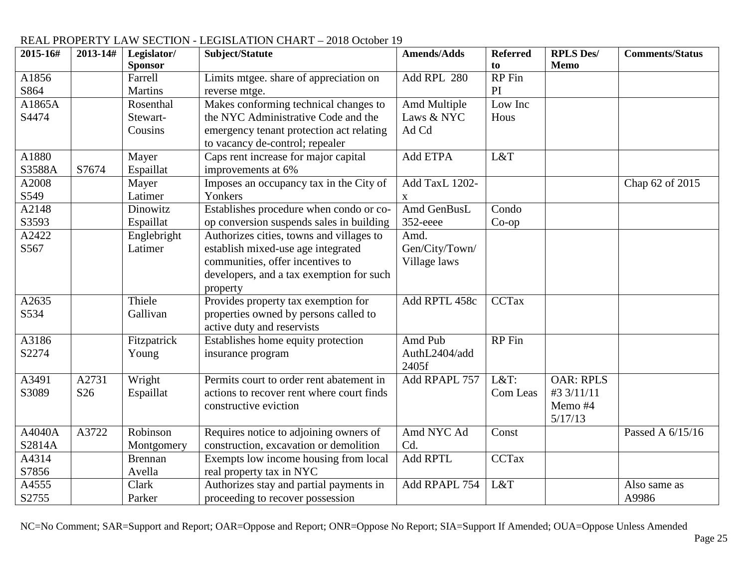REAL PROPERTY LAW SECTION - LEGISLATION CHART – 2018 October 19

| 2015-16# | 2013-14# | Legislator/ Sponsor | Subject/Statute | Amends/Adds | Referred to | RPLS Des/ Memo | Comments/Status |
|---|---|---|---|---|---|---|---|
| A1856 S864 | | Farrell Martins | Limits mtgee. share of appreciation on reverse mtge. | Add RPL 280 | RP Fin PI | | |
| A1865A S4474 | | Rosenthal Stewart-Cousins | Makes conforming technical changes to the NYC Administrative Code and the emergency tenant protection act relating to vacancy de-control; repealer | Amd Multiple Laws & NYC Ad Cd | Low Inc Hous | | |
| A1880 S3588A | S7674 | Mayer Espaillat | Caps rent increase for major capital improvements at 6% | Add ETPA | L&T | | |
| A2008 S549 | | Mayer Latimer | Imposes an occupancy tax in the City of Yonkers | Add TaxL 1202-x | | | Chap 62 of 2015 |
| A2148 S3593 | | Dinowitz Espaillat | Establishes procedure when condo or co-op conversion suspends sales in building | Amd GenBusL 352-eeee | Condo Co-op | | |
| A2422 S567 | | Englebright Latimer | Authorizes cities, towns and villages to establish mixed-use age integrated communities, offer incentives to developers, and a tax exemption for such property | Amd. Gen/City/Town/ Village laws | | | |
| A2635 S534 | | Thiele Gallivan | Provides property tax exemption for properties owned by persons called to active duty and reservists | Add RPTL 458c | CCTax | | |
| A3186 S2274 | | Fitzpatrick Young | Establishes home equity protection insurance program | Amd Pub AuthL2404/add 2405f | RP Fin | | |
| A3491 S3089 | A2731 S26 | Wright Espaillat | Permits court to order rent abatement in actions to recover rent where court finds constructive eviction | Add RPAPL 757 | L&T: Com Leas | OAR: RPLS #3 3/11/11 Memo #4 5/17/13 | |
| A4040A S2814A | A3722 | Robinson Montgomery | Requires notice to adjoining owners of construction, excavation or demolition | Amd NYC Ad Cd. | Const | | Passed A 6/15/16 |
| A4314 S7856 | | Brennan Avella | Exempts low income housing from local real property tax in NYC | Add RPTL | CCTax | | |
| A4555 S2755 | | Clark Parker | Authorizes stay and partial payments in proceeding to recover possession | Add RPAPL 754 | L&T | | Also same as A9986 |

NC=No Comment; SAR=Support and Report; OAR=Oppose and Report; ONR=Oppose No Report; SIA=Support If Amended; OUA=Oppose Unless Amended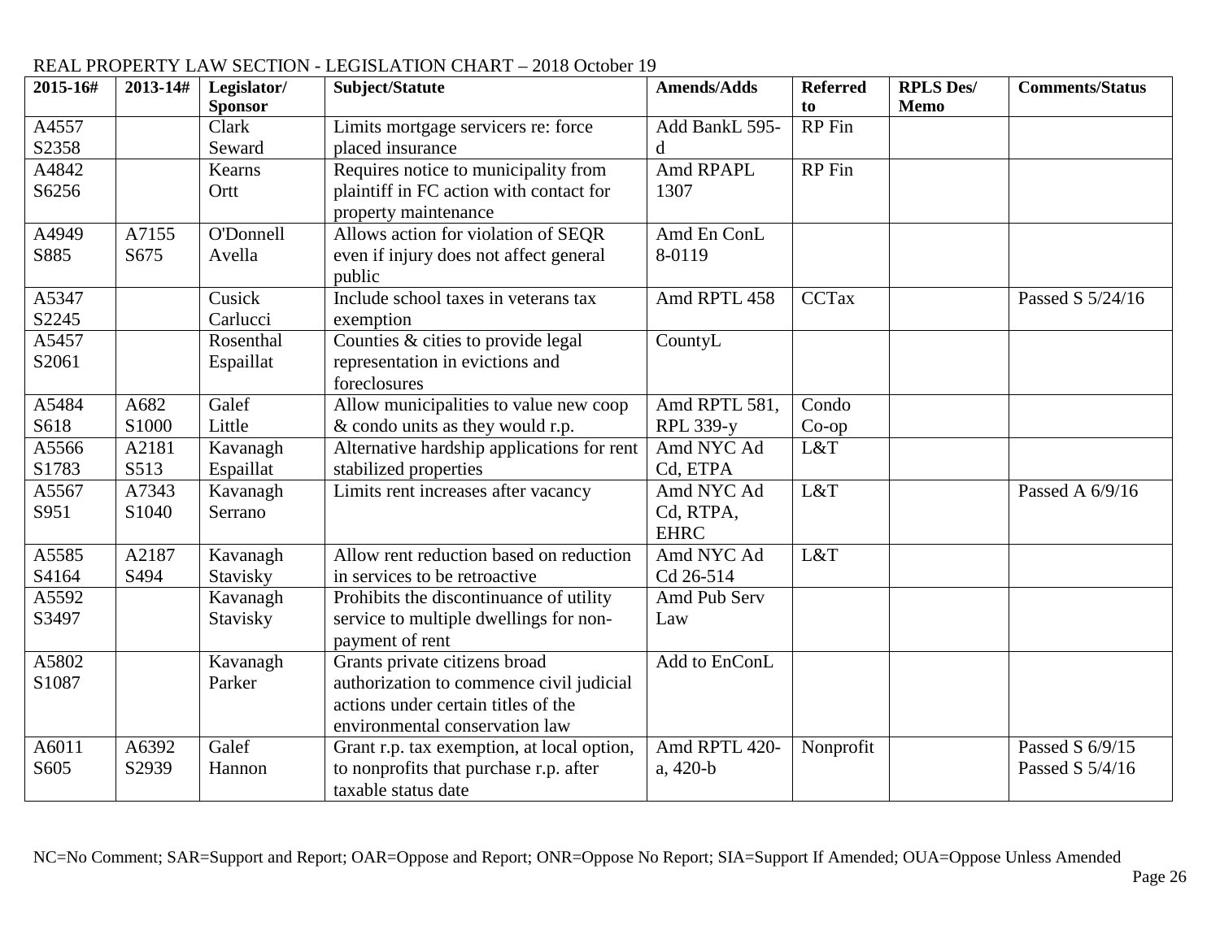REAL PROPERTY LAW SECTION - LEGISLATION CHART – 2018 October 19

| 2015-16# | 2013-14# | Legislator/ Sponsor | Subject/Statute | Amends/Adds | Referred to | RPLS Des/ Memo | Comments/Status |
|---|---|---|---|---|---|---|---|
| A4557 S2358 | | Clark Seward | Limits mortgage servicers re: force placed insurance | Add BankL 595-d | RP Fin | | |
| A4842 S6256 | | Kearns Ortt | Requires notice to municipality from plaintiff in FC action with contact for property maintenance | Amd RPAPL 1307 | RP Fin | | |
| A4949 S885 | A7155 S675 | O'Donnell Avella | Allows action for violation of SEQR even if injury does not affect general public | Amd En ConL 8-0119 | | | |
| A5347 S2245 | | Cusick Carlucci | Include school taxes in veterans tax exemption | Amd RPTL 458 | CCTax | | Passed S 5/24/16 |
| A5457 S2061 | | Rosenthal Espaillat | Counties & cities to provide legal representation in evictions and foreclosures | CountyL | | | |
| A5484 S618 | A682 S1000 | Galef Little | Allow municipalities to value new coop & condo units as they would r.p. | Amd RPTL 581, RPL 339-y | Condo Co-op | | |
| A5566 S1783 | A2181 S513 | Kavanagh Espaillat | Alternative hardship applications for rent stabilized properties | Amd NYC Ad Cd, ETPA | L&T | | |
| A5567 S951 | A7343 S1040 | Kavanagh Serrano | Limits rent increases after vacancy | Amd NYC Ad Cd, RTPA, EHRC | L&T | | Passed A 6/9/16 |
| A5585 S4164 | A2187 S494 | Kavanagh Stavisky | Allow rent reduction based on reduction in services to be retroactive | Amd NYC Ad Cd 26-514 | L&T | | |
| A5592 S3497 | | Kavanagh Stavisky | Prohibits the discontinuance of utility service to multiple dwellings for non-payment of rent | Amd Pub Serv Law | | | |
| A5802 S1087 | | Kavanagh Parker | Grants private citizens broad authorization to commence civil judicial actions under certain titles of the environmental conservation law | Add to EnConL | | | |
| A6011 S605 | A6392 S2939 | Galef Hannon | Grant r.p. tax exemption, at local option, to nonprofits that purchase r.p. after taxable status date | Amd RPTL 420-a, 420-b | Nonprofit | | Passed S 6/9/15 Passed S 5/4/16 |

NC=No Comment; SAR=Support and Report; OAR=Oppose and Report; ONR=Oppose No Report; SIA=Support If Amended; OUA=Oppose Unless Amended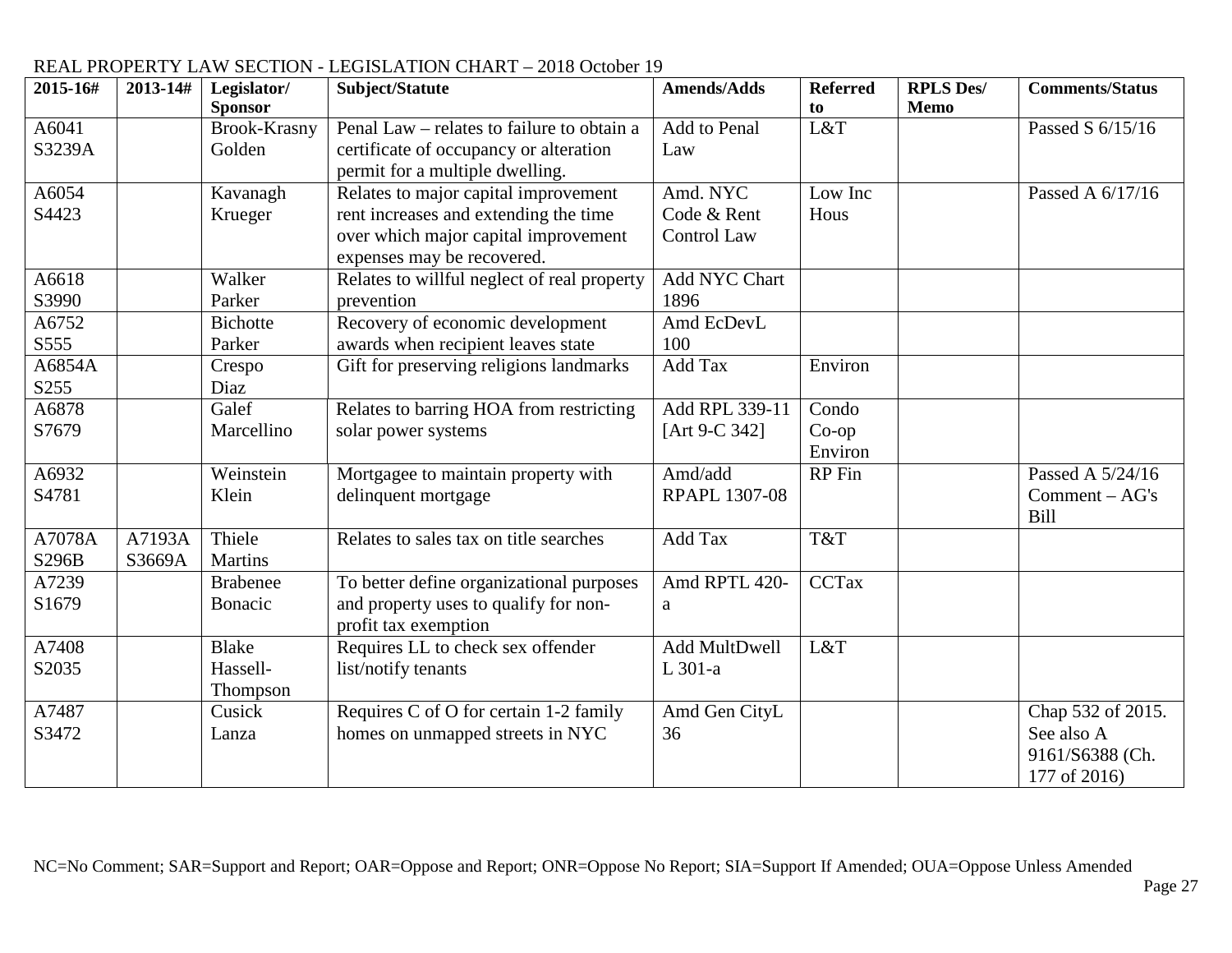REAL PROPERTY LAW SECTION - LEGISLATION CHART – 2018 October 19

| 2015-16# | 2013-14# | Legislator/ Sponsor | Subject/Statute | Amends/Adds | Referred to | RPLS Des/ Memo | Comments/Status |
|---|---|---|---|---|---|---|---|
| A6041 S3239A | | Brook-Krasny Golden | Penal Law – relates to failure to obtain a certificate of occupancy or alteration permit for a multiple dwelling. | Add to Penal Law | L&T | | Passed S 6/15/16 |
| A6054 S4423 | | Kavanagh Krueger | Relates to major capital improvement rent increases and extending the time over which major capital improvement expenses may be recovered. | Amd. NYC Code & Rent Control Law | Low Inc Hous | | Passed A 6/17/16 |
| A6618 S3990 | | Walker Parker | Relates to willful neglect of real property prevention | Add NYC Chart 1896 | | | |
| A6752 S555 | | Bichotte Parker | Recovery of economic development awards when recipient leaves state | Amd EcDevL 100 | | | |
| A6854A S255 | | Crespo Diaz | Gift for preserving religions landmarks | Add Tax | Environ | | |
| A6878 S7679 | | Galef Marcellino | Relates to barring HOA from restricting solar power systems | Add RPL 339-11 [Art 9-C 342] | Condo Co-op Environ | | |
| A6932 S4781 | | Weinstein Klein | Mortgagee to maintain property with delinquent mortgage | Amd/add RPAPL 1307-08 | RP Fin | | Passed A 5/24/16 Comment – AG's Bill |
| A7078A S296B | A7193A S3669A | Thiele Martins | Relates to sales tax on title searches | Add Tax | T&T | | |
| A7239 S1679 | | Brabenee Bonacic | To better define organizational purposes and property uses to qualify for non-profit tax exemption | Amd RPTL 420-a | CCTax | | |
| A7408 S2035 | | Blake Hassell-Thompson | Requires LL to check sex offender list/notify tenants | Add MultDwell L 301-a | L&T | | |
| A7487 S3472 | | Cusick Lanza | Requires C of O for certain 1-2 family homes on unmapped streets in NYC | Amd Gen CityL 36 | | | Chap 532 of 2015. See also A 9161/S6388 (Ch. 177 of 2016) |

NC=No Comment; SAR=Support and Report; OAR=Oppose and Report; ONR=Oppose No Report; SIA=Support If Amended; OUA=Oppose Unless Amended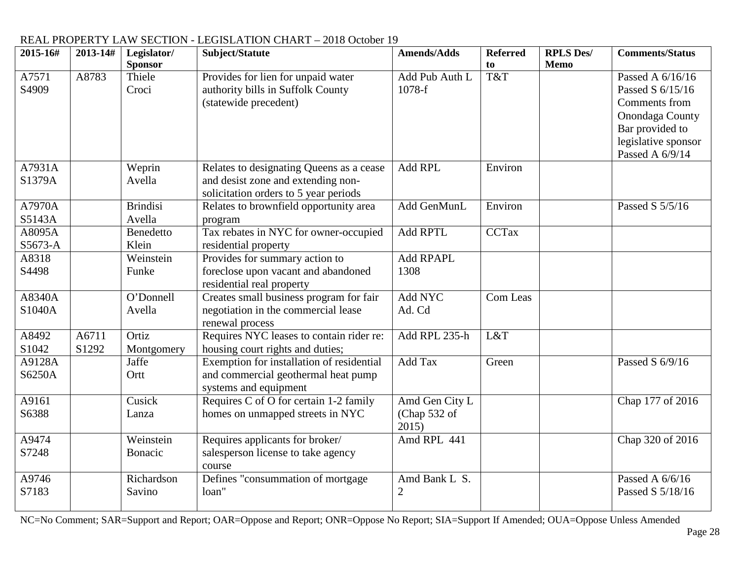REAL PROPERTY LAW SECTION - LEGISLATION CHART – 2018 October 19

| 2015-16# | 2013-14# | Legislator/ Sponsor | Subject/Statute | Amends/Adds | Referred to | RPLS Des/ Memo | Comments/Status |
|---|---|---|---|---|---|---|---|
| A7571 S4909 | A8783 | Thiele Croci | Provides for lien for unpaid water authority bills in Suffolk County (statewide precedent) | Add Pub Auth L 1078-f | T&T | | Passed A 6/16/16 Passed S 6/15/16 Comments from Onondaga County Bar provided to legislative sponsor Passed A 6/9/14 |
| A7931A S1379A | | Weprin Avella | Relates to designating Queens as a cease and desist zone and extending non-solicitation orders to 5 year periods | Add RPL | Environ | | |
| A7970A S5143A | | Brindisi Avella | Relates to brownfield opportunity area program | Add GenMunL | Environ | | Passed S 5/5/16 |
| A8095A S5673-A | | Benedetto Klein | Tax rebates in NYC for owner-occupied residential property | Add RPTL | CCTax | | |
| A8318 S4498 | | Weinstein Funke | Provides for summary action to foreclose upon vacant and abandoned residential real property | Add RPAPL 1308 | | | |
| A8340A S1040A | | O'Donnell Avella | Creates small business program for fair negotiation in the commercial lease renewal process | Add NYC Ad. Cd | Com Leas | | |
| A8492 S1042 | A6711 S1292 | Ortiz Montgomery | Requires NYC leases to contain rider re: housing court rights and duties; | Add RPL 235-h | L&T | | |
| A9128A S6250A | | Jaffe Ortt | Exemption for installation of residential and commercial geothermal heat pump systems and equipment | Add Tax | Green | | Passed S 6/9/16 |
| A9161 S6388 | | Cusick Lanza | Requires C of O for certain 1-2 family homes on unmapped streets in NYC | Amd Gen City L (Chap 532 of 2015) | | | Chap 177 of 2016 |
| A9474 S7248 | | Weinstein Bonacic | Requires applicants for broker/ salesperson license to take agency course | Amd RPL 441 | | | Chap 320 of 2016 |
| A9746 S7183 | | Richardson Savino | Defines "consummation of mortgage loan" | Amd Bank L S. 2 | | | Passed A 6/6/16 Passed S 5/18/16 |

NC=No Comment; SAR=Support and Report; OAR=Oppose and Report; ONR=Oppose No Report; SIA=Support If Amended; OUA=Oppose Unless Amended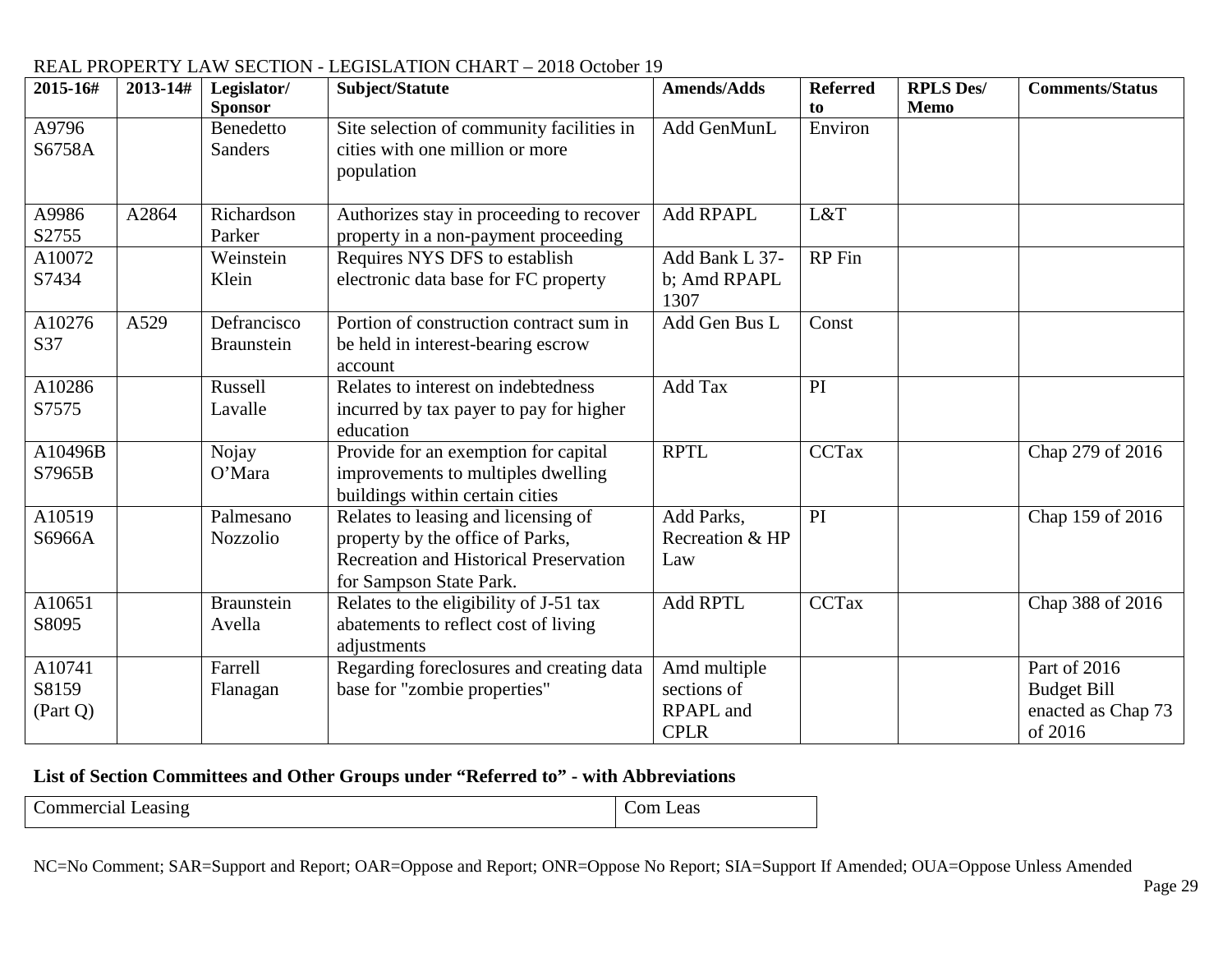REAL PROPERTY LAW SECTION - LEGISLATION CHART – 2018 October 19

| 2015-16# | 2013-14# | Legislator/ Sponsor | Subject/Statute | Amends/Adds | Referred to | RPLS Des/ Memo | Comments/Status |
|---|---|---|---|---|---|---|---|
| A9796 S6758A | | Benedetto Sanders | Site selection of community facilities in cities with one million or more population | Add GenMunL | Environ | | |
| A9986 S2755 | A2864 | Richardson Parker | Authorizes stay in proceeding to recover property in a non-payment proceeding | Add RPAPL | L&T | | |
| A10072 S7434 | | Weinstein Klein | Requires NYS DFS to establish electronic data base for FC property | Add Bank L 37-b; Amd RPAPL 1307 | RP Fin | | |
| A10276 S37 | A529 | Defrancisco Braunstein | Portion of construction contract sum in be held in interest-bearing escrow account | Add Gen Bus L | Const | | |
| A10286 S7575 | | Russell Lavalle | Relates to interest on indebtedness incurred by tax payer to pay for higher education | Add Tax | PI | | |
| A10496B S7965B | | Nojay O'Mara | Provide for an exemption for capital improvements to multiples dwelling buildings within certain cities | RPTL | CCTax | | Chap 279 of 2016 |
| A10519 S6966A | | Palmesano Nozzolio | Relates to leasing and licensing of property by the office of Parks, Recreation and Historical Preservation for Sampson State Park. | Add Parks, Recreation & HP Law | PI | | Chap 159 of 2016 |
| A10651 S8095 | | Braunstein Avella | Relates to the eligibility of J-51 tax abatements to reflect cost of living adjustments | Add RPTL | CCTax | | Chap 388 of 2016 |
| A10741 S8159 (Part Q) | | Farrell Flanagan | Regarding foreclosures and creating data base for "zombie properties" | Amd multiple sections of RPAPL and CPLR | | | Part of 2016 Budget Bill enacted as Chap 73 of 2016 |

**List of Section Committees and Other Groups under "Referred to" - with Abbreviations**

| Commercial Leasing | Com Leas |
|---|---|

NC=No Comment; SAR=Support and Report; OAR=Oppose and Report; ONR=Oppose No Report; SIA=Support If Amended; OUA=Oppose Unless Amended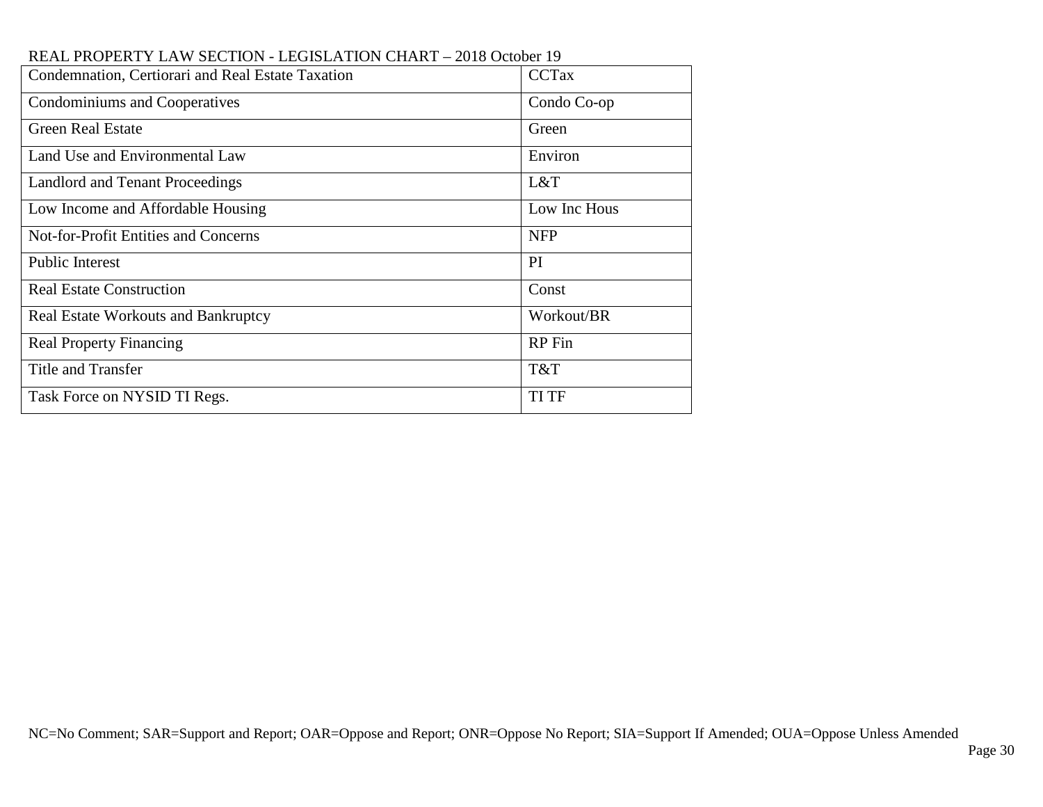REAL PROPERTY LAW SECTION - LEGISLATION CHART – 2018 October 19

| | |
|---|---|
| Condemnation, Certiorari and Real Estate Taxation | CCTax |
| Condominiums and Cooperatives | Condo Co-op |
| Green Real Estate | Green |
| Land Use and Environmental Law | Environ |
| Landlord and Tenant Proceedings | L&T |
| Low Income and Affordable Housing | Low Inc Hous |
| Not-for-Profit Entities and Concerns | NFP |
| Public Interest | PI |
| Real Estate Construction | Const |
| Real Estate Workouts and Bankruptcy | Workout/BR |
| Real Property Financing | RP Fin |
| Title and Transfer | T&T |
| Task Force on NYSID TI Regs. | TI TF |

NC=No Comment; SAR=Support and Report; OAR=Oppose and Report; ONR=Oppose No Report; SIA=Support If Amended; OUA=Oppose Unless Amended